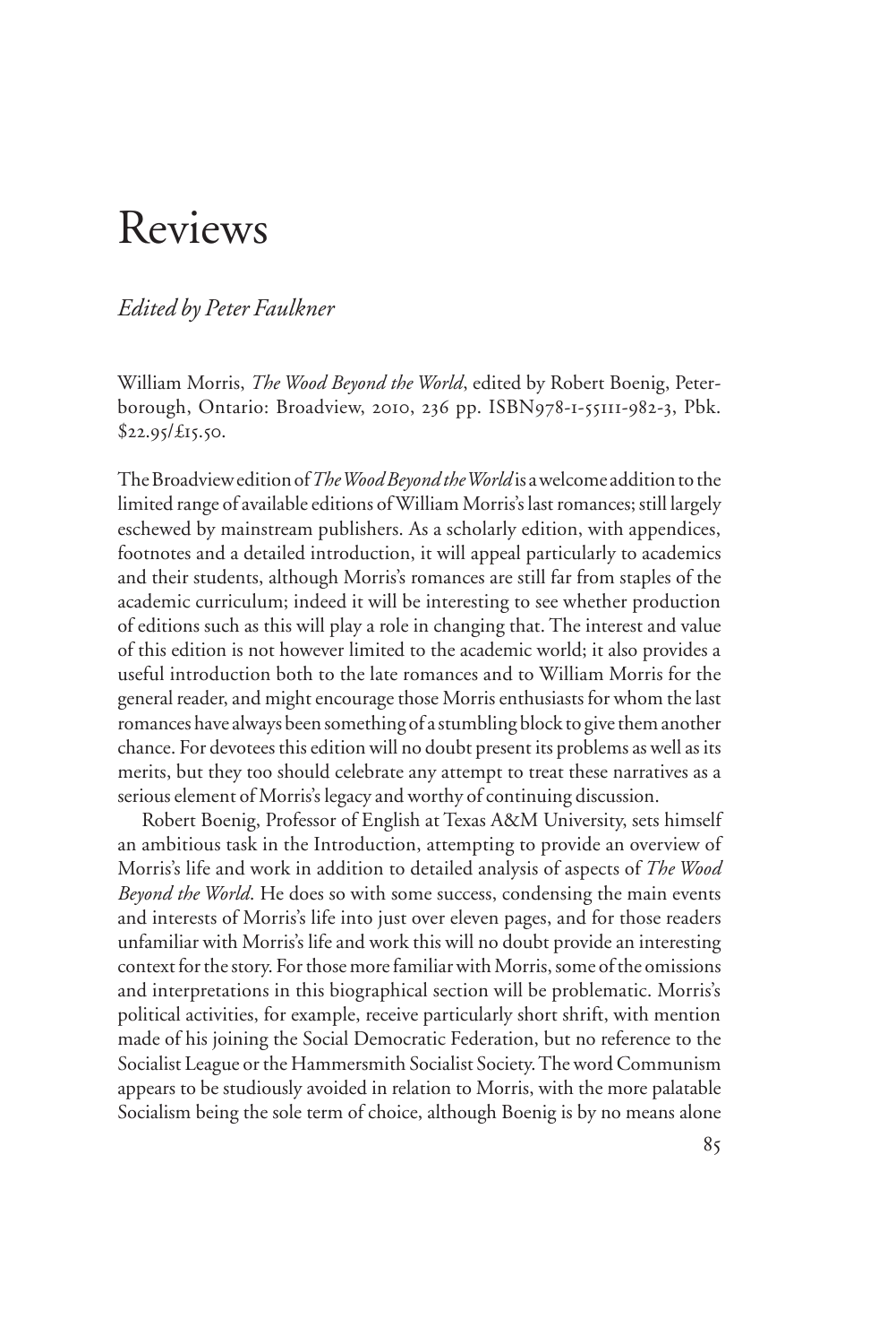# Reviews

*Edited by Peter Faulkner*

William Morris, *The Wood Beyond the World*, edited by Robert Boenig, Peterborough, Ontario: Broadview, 2010, 236 pp. ISBN978-1-55111-982-3, Pbk. $22.95/£15.50.

The Broadview edition of *The Wood Beyond the World* is a welcome addition to the limited range of available editions of William Morris's last romances; still largely eschewed by mainstream publishers. As a scholarly edition, with appendices, footnotes and a detailed introduction, it will appeal particularly to academics and their students, although Morris's romances are still far from staples of the academic curriculum; indeed it will be interesting to see whether production of editions such as this will play a role in changing that. The interest and value of this edition is not however limited to the academic world; it also provides a useful introduction both to the late romances and to William Morris for the general reader, and might encourage those Morris enthusiasts for whom the last romances have always been something of a stumbling block to give them another chance. For devotees this edition will no doubt present its problems as well as its merits, but they too should celebrate any attempt to treat these narratives as a serious element of Morris's legacy and worthy of continuing discussion.

Robert Boenig, Professor of English at Texas A&M University, sets himself an ambitious task in the Introduction, attempting to provide an overview of Morris's life and work in addition to detailed analysis of aspects of *The Wood Beyond the World*. He does so with some success, condensing the main events and interests of Morris's life into just over eleven pages, and for those readers unfamiliar with Morris's life and work this will no doubt provide an interesting context for the story. For those more familiar with Morris, some of the omissions and interpretations in this biographical section will be problematic. Morris's political activities, for example, receive particularly short shrift, with mention made of his joining the Social Democratic Federation, but no reference to the Socialist League or the Hammersmith Socialist Society. The word Communism appears to be studiously avoided in relation to Morris, with the more palatable Socialism being the sole term of choice, although Boenig is by no means alone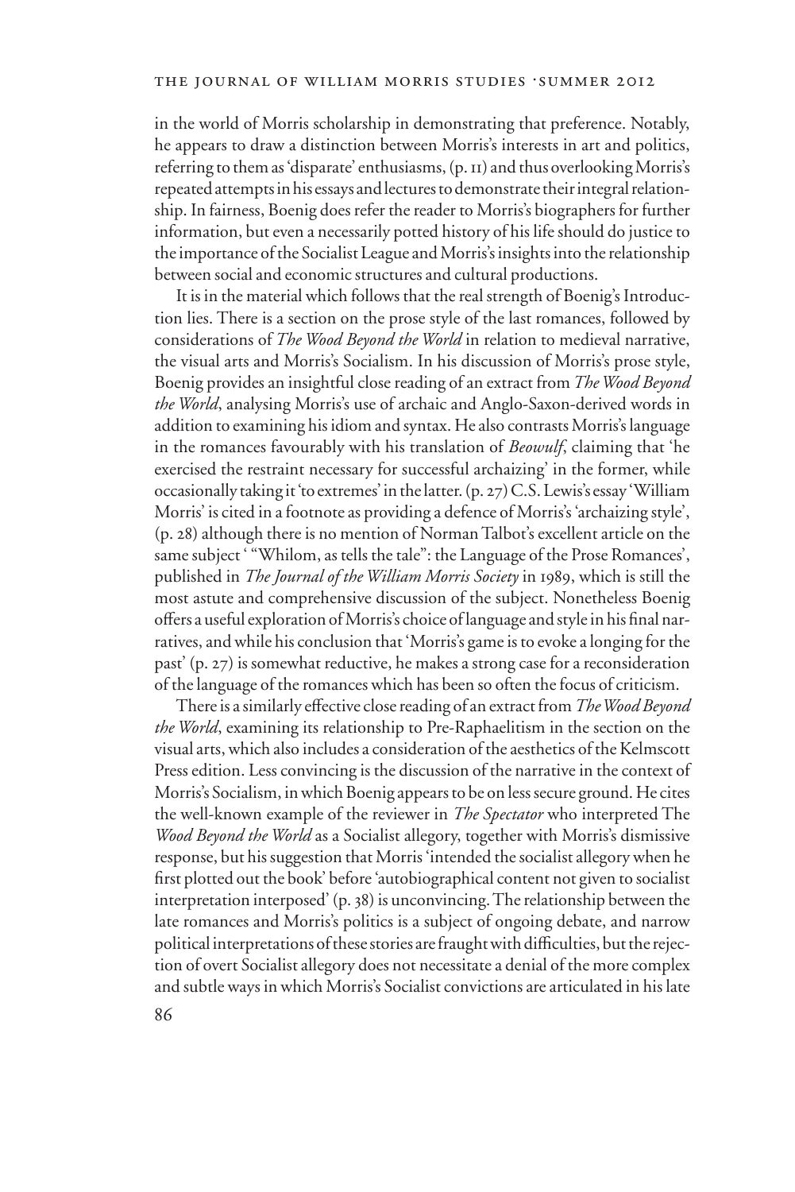in the world of Morris scholarship in demonstrating that preference. Notably, he appears to draw a distinction between Morris's interests in art and politics, referring to them as 'disparate' enthusiasms, (p. 11) and thus overlooking Morris's repeated attempts in his essays and lectures to demonstrate their integral relationship. In fairness, Boenig does refer the reader to Morris's biographers for further information, but even a necessarily potted history of his life should do justice to the importance of the Socialist League and Morris's insights into the relationship between social and economic structures and cultural productions.

It is in the material which follows that the real strength of Boenig's Introduction lies. There is a section on the prose style of the last romances, followed by considerations of *The Wood Beyond the World* in relation to medieval narrative, the visual arts and Morris's Socialism. In his discussion of Morris's prose style, Boenig provides an insightful close reading of an extract from *The Wood Beyond the World*, analysing Morris's use of archaic and Anglo-Saxon-derived words in addition to examining his idiom and syntax. He also contrasts Morris's language in the romances favourably with his translation of *Beowulf*, claiming that 'he exercised the restraint necessary for successful archaizing' in the former, while occasionally taking it 'to extremes' in the latter. (p. 27) C.S. Lewis's essay 'William Morris' is cited in a footnote as providing a defence of Morris's 'archaizing style', (p. 28) although there is no mention of Norman Talbot's excellent article on the same subject ' "Whilom, as tells the tale": the Language of the Prose Romances', published in *The Journal of the William Morris Society* in 1989, which is still the most astute and comprehensive discussion of the subject. Nonetheless Boenig offers a useful exploration of Morris's choice of language and style in his final narratives, and while his conclusion that 'Morris's game is to evoke a longing for the past' (p. 27) is somewhat reductive, he makes a strong case for a reconsideration of the language of the romances which has been so often the focus of criticism.

There is a similarly effective close reading of an extract from *The Wood Beyond the World*, examining its relationship to Pre-Raphaelitism in the section on the visual arts, which also includes a consideration of the aesthetics of the Kelmscott Press edition. Less convincing is the discussion of the narrative in the context of Morris's Socialism, in which Boenig appears to be on less secure ground. He cites the well-known example of the reviewer in *The Spectator* who interpreted The *Wood Beyond the World* as a Socialist allegory, together with Morris's dismissive response, but his suggestion that Morris 'intended the socialist allegory when he first plotted out the book' before 'autobiographical content not given to socialist interpretation interposed' (p. 38) is unconvincing. The relationship between the late romances and Morris's politics is a subject of ongoing debate, and narrow political interpretations of these stories are fraught with difficulties, but the rejection of overt Socialist allegory does not necessitate a denial of the more complex and subtle ways in which Morris's Socialist convictions are articulated in his late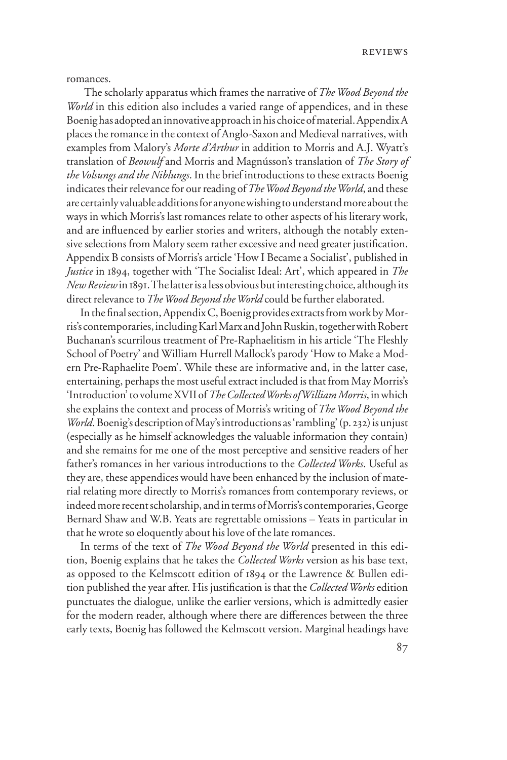romances.

The scholarly apparatus which frames the narrative of *The Wood Beyond the World* in this edition also includes a varied range of appendices, and in these Boenig has adopted an innovative approach in his choice of material. Appendix A places the romance in the context of Anglo-Saxon and Medieval narratives, with examples from Malory's *Morte d'Arthur* in addition to Morris and A.J. Wyatt's translation of *Beowulf* and Morris and Magnússon's translation of *The Story of the Volsungs and the Niblungs*. In the brief introductions to these extracts Boenig indicates their relevance for our reading of *The Wood Beyond the World*, and these are certainly valuable additions for anyone wishing to understand more about the ways in which Morris's last romances relate to other aspects of his literary work, and are influenced by earlier stories and writers, although the notably extensive selections from Malory seem rather excessive and need greater justification. Appendix B consists of Morris's article 'How I Became a Socialist', published in *Justice* in 1894, together with 'The Socialist Ideal: Art', which appeared in *The New Review* in 1891. The latter is a less obvious but interesting choice, although its direct relevance to *The Wood Beyond the World* could be further elaborated.

In the final section, Appendix C, Boenig provides extracts from work by Morris's contemporaries, including Karl Marx and John Ruskin, together with Robert Buchanan's scurrilous treatment of Pre-Raphaelitism in his article 'The Fleshly School of Poetry' and William Hurrell Mallock's parody 'How to Make a Modern Pre-Raphaelite Poem'. While these are informative and, in the latter case, entertaining, perhaps the most useful extract included is that from May Morris's 'Introduction' to volume XVII of *The Collected Works of William Morris*, in which she explains the context and process of Morris's writing of *The Wood Beyond the World*. Boenig's description of May's introductions as 'rambling' (p. 232) is unjust (especially as he himself acknowledges the valuable information they contain) and she remains for me one of the most perceptive and sensitive readers of her father's romances in her various introductions to the *Collected Works*. Useful as they are, these appendices would have been enhanced by the inclusion of material relating more directly to Morris's romances from contemporary reviews, or indeed more recent scholarship, and in terms of Morris's contemporaries, George Bernard Shaw and W.B. Yeats are regrettable omissions – Yeats in particular in that he wrote so eloquently about his love of the late romances.

In terms of the text of *The Wood Beyond the World* presented in this edition, Boenig explains that he takes the *Collected Works* version as his base text, as opposed to the Kelmscott edition of 1894 or the Lawrence & Bullen edition published the year after. His justification is that the *Collected Works* edition punctuates the dialogue, unlike the earlier versions, which is admittedly easier for the modern reader, although where there are differences between the three early texts, Boenig has followed the Kelmscott version. Marginal headings have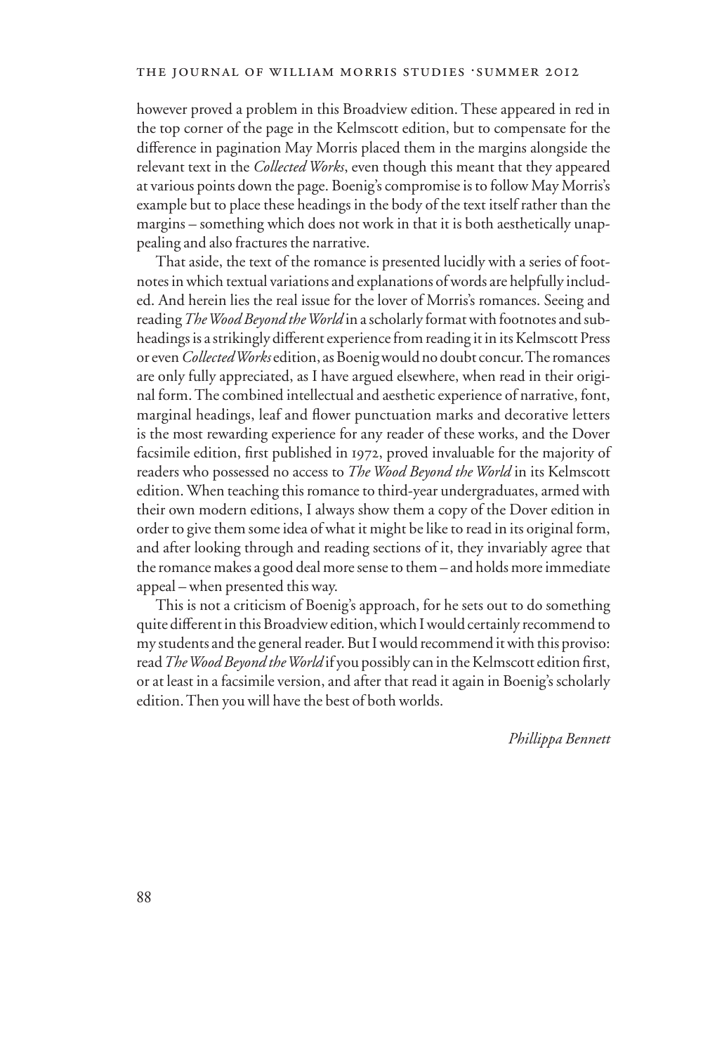however proved a problem in this Broadview edition. These appeared in red in the top corner of the page in the Kelmscott edition, but to compensate for the difference in pagination May Morris placed them in the margins alongside the relevant text in the *Collected Works*, even though this meant that they appeared at various points down the page. Boenig's compromise is to follow May Morris's example but to place these headings in the body of the text itself rather than the margins – something which does not work in that it is both aesthetically unappealing and also fractures the narrative.

That aside, the text of the romance is presented lucidly with a series of footnotes in which textual variations and explanations of words are helpfully included. And herein lies the real issue for the lover of Morris's romances. Seeing and reading *The Wood Beyond the World* in a scholarly format with footnotes and subheadings is a strikingly different experience from reading it in its Kelmscott Press or even *Collected Works* edition, as Boenig would no doubt concur. The romances are only fully appreciated, as I have argued elsewhere, when read in their original form. The combined intellectual and aesthetic experience of narrative, font, marginal headings, leaf and flower punctuation marks and decorative letters is the most rewarding experience for any reader of these works, and the Dover facsimile edition, first published in 1972, proved invaluable for the majority of readers who possessed no access to *The Wood Beyond the World* in its Kelmscott edition. When teaching this romance to third-year undergraduates, armed with their own modern editions, I always show them a copy of the Dover edition in order to give them some idea of what it might be like to read in its original form, and after looking through and reading sections of it, they invariably agree that the romance makes a good deal more sense to them – and holds more immediate appeal – when presented this way.

This is not a criticism of Boenig's approach, for he sets out to do something quite different in this Broadview edition, which I would certainly recommend to my students and the general reader. But I would recommend it with this proviso: read *The Wood Beyond the World* if you possibly can in the Kelmscott edition first, or at least in a facsimile version, and after that read it again in Boenig's scholarly edition. Then you will have the best of both worlds.

*Phillippa Bennett*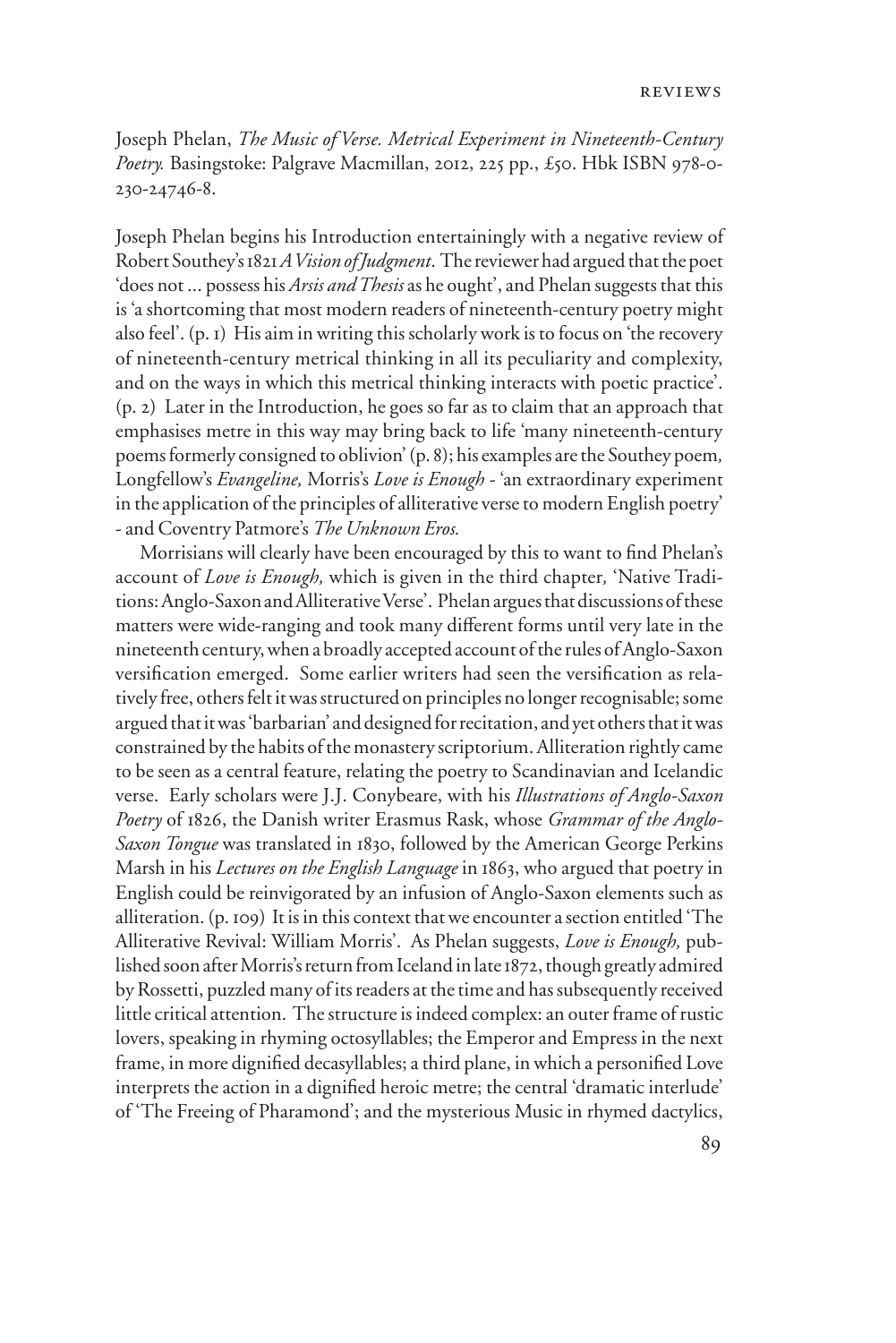Joseph Phelan, *The Music of Verse. Metrical Experiment in Nineteenth-Century Poetry.* Basingstoke: Palgrave Macmillan, 2012, 225 pp., £50. Hbk ISBN 978-0-230-24746-8.

Joseph Phelan begins his Introduction entertainingly with a negative review of Robert Southey's 1821 *A Vision of Judgment*. The reviewer had argued that the poet 'does not ... possess his *Arsis and Thesis* as he ought', and Phelan suggests that this is 'a shortcoming that most modern readers of nineteenth-century poetry might also feel'. (p. 1) His aim in writing this scholarly work is to focus on 'the recovery of nineteenth-century metrical thinking in all its peculiarity and complexity, and on the ways in which this metrical thinking interacts with poetic practice'. (p. 2) Later in the Introduction, he goes so far as to claim that an approach that emphasises metre in this way may bring back to life 'many nineteenth-century poems formerly consigned to oblivion' (p. 8); his examples are the Southey poem, Longfellow's *Evangeline,* Morris's *Love is Enough* - 'an extraordinary experiment in the application of the principles of alliterative verse to modern English poetry' - and Coventry Patmore's *The Unknown Eros.*

Morrisians will clearly have been encouraged by this to want to find Phelan's account of *Love is Enough,* which is given in the third chapter, 'Native Traditions: Anglo-Saxon and Alliterative Verse'. Phelan argues that discussions of these matters were wide-ranging and took many different forms until very late in the nineteenth century, when a broadly accepted account of the rules of Anglo-Saxon versification emerged. Some earlier writers had seen the versification as relatively free, others felt it was structured on principles no longer recognisable; some argued that it was 'barbarian' and designed for recitation, and yet others that it was constrained by the habits of the monastery scriptorium. Alliteration rightly came to be seen as a central feature, relating the poetry to Scandinavian and Icelandic verse. Early scholars were J.J. Conybeare, with his *Illustrations of Anglo-Saxon Poetry* of 1826, the Danish writer Erasmus Rask, whose *Grammar of the Anglo-Saxon Tongue* was translated in 1830, followed by the American George Perkins Marsh in his *Lectures on the English Language* in 1863, who argued that poetry in English could be reinvigorated by an infusion of Anglo-Saxon elements such as alliteration. (p. 109) It is in this context that we encounter a section entitled 'The Alliterative Revival: William Morris'. As Phelan suggests, *Love is Enough,* published soon after Morris's return from Iceland in late 1872, though greatly admired by Rossetti, puzzled many of its readers at the time and has subsequently received little critical attention. The structure is indeed complex: an outer frame of rustic lovers, speaking in rhyming octosyllables; the Emperor and Empress in the next frame, in more dignified decasyllables; a third plane, in which a personified Love interprets the action in a dignified heroic metre; the central 'dramatic interlude' of 'The Freeing of Pharamond'; and the mysterious Music in rhymed dactylics,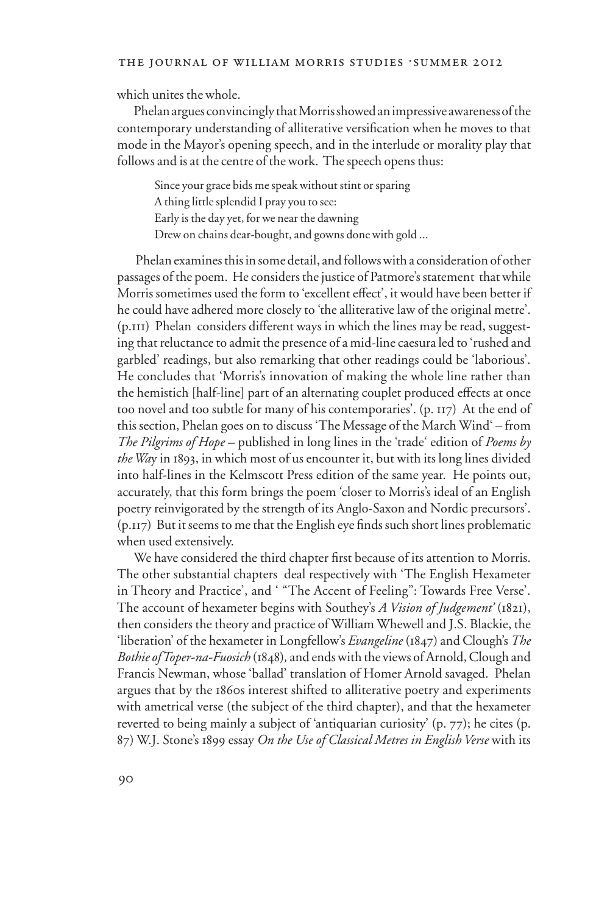which unites the whole.

Phelan argues convincingly that Morris showed an impressive awareness of the contemporary understanding of alliterative versification when he moves to that mode in the Mayor's opening speech, and in the interlude or morality play that follows and is at the centre of the work. The speech opens thus:

> Since your grace bids me speak without stint or sparing
> A thing little splendid I pray you to see:
> Early is the day yet, for we near the dawning
> Drew on chains dear-bought, and gowns done with gold ...

Phelan examines this in some detail, and follows with a consideration of other passages of the poem. He considers the justice of Patmore's statement that while Morris sometimes used the form to 'excellent effect', it would have been better if he could have adhered more closely to 'the alliterative law of the original metre'. (p.111) Phelan considers different ways in which the lines may be read, suggesting that reluctance to admit the presence of a mid-line caesura led to 'rushed and garbled' readings, but also remarking that other readings could be 'laborious'. He concludes that 'Morris's innovation of making the whole line rather than the hemistich [half-line] part of an alternating couplet produced effects at once too novel and too subtle for many of his contemporaries'. (p. 117) At the end of this section, Phelan goes on to discuss 'The Message of the March Wind' – from *The Pilgrims of Hope* – published in long lines in the 'trade' edition of *Poems by the Way* in 1893, in which most of us encounter it, but with its long lines divided into half-lines in the Kelmscott Press edition of the same year. He points out, accurately, that this form brings the poem 'closer to Morris's ideal of an English poetry reinvigorated by the strength of its Anglo-Saxon and Nordic precursors'. (p.117) But it seems to me that the English eye finds such short lines problematic when used extensively.

We have considered the third chapter first because of its attention to Morris. The other substantial chapters deal respectively with 'The English Hexameter in Theory and Practice', and ' "The Accent of Feeling": Towards Free Verse'. The account of hexameter begins with Southey's *A Vision of Judgement'* (1821), then considers the theory and practice of William Whewell and J.S. Blackie, the 'liberation' of the hexameter in Longfellow's *Evangeline* (1847) and Clough's *The Bothie of Toper-na-Fuosich* (1848), and ends with the views of Arnold, Clough and Francis Newman, whose 'ballad' translation of Homer Arnold savaged. Phelan argues that by the 1860s interest shifted to alliterative poetry and experiments with ametrical verse (the subject of the third chapter), and that the hexameter reverted to being mainly a subject of 'antiquarian curiosity' (p. 77); he cites (p. 87) W.J. Stone's 1899 essay *On the Use of Classical Metres in English Verse* with its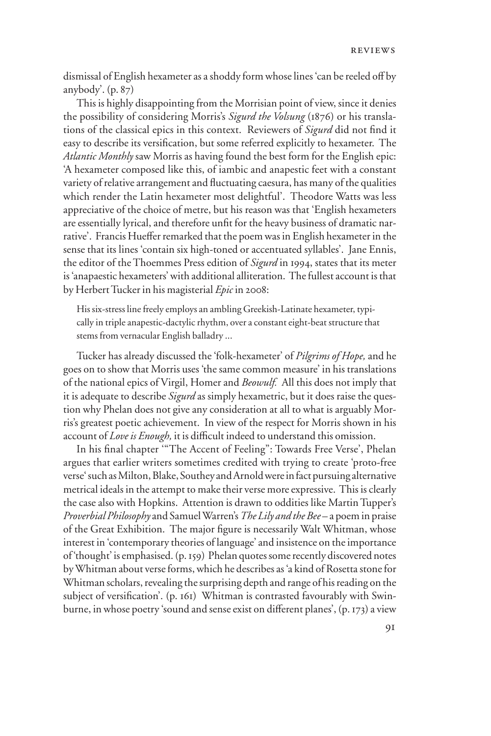dismissal of English hexameter as a shoddy form whose lines 'can be reeled off by anybody'. (p. 87)

This is highly disappointing from the Morrisian point of view, since it denies the possibility of considering Morris's *Sigurd the Volsung* (1876) or his translations of the classical epics in this context. Reviewers of *Sigurd* did not find it easy to describe its versification, but some referred explicitly to hexameter. The *Atlantic Monthly* saw Morris as having found the best form for the English epic: 'A hexameter composed like this, of iambic and anapestic feet with a constant variety of relative arrangement and fluctuating caesura, has many of the qualities which render the Latin hexameter most delightful'. Theodore Watts was less appreciative of the choice of metre, but his reason was that 'English hexameters are essentially lyrical, and therefore unfit for the heavy business of dramatic narrative'. Francis Hueffer remarked that the poem was in English hexameter in the sense that its lines 'contain six high-toned or accentuated syllables'. Jane Ennis, the editor of the Thoemmes Press edition of *Sigurd* in 1994, states that its meter is 'anapaestic hexameters' with additional alliteration. The fullest account is that by Herbert Tucker in his magisterial *Epic* in 2008:

> His six-stress line freely employs an ambling Greekish-Latinate hexameter, typically in triple anapestic-dactylic rhythm, over a constant eight-beat structure that stems from vernacular English balladry ...

Tucker has already discussed the 'folk-hexameter' of *Pilgrims of Hope,* and he goes on to show that Morris uses 'the same common measure' in his translations of the national epics of Virgil, Homer and *Beowulf.* All this does not imply that it is adequate to describe *Sigurd* as simply hexametric, but it does raise the question why Phelan does not give any consideration at all to what is arguably Morris's greatest poetic achievement. In view of the respect for Morris shown in his account of *Love is Enough,* it is difficult indeed to understand this omission.

In his final chapter '"The Accent of Feeling": Towards Free Verse', Phelan argues that earlier writers sometimes credited with trying to create 'proto-free verse' such as Milton, Blake, Southey and Arnold were in fact pursuing alternative metrical ideals in the attempt to make their verse more expressive. This is clearly the case also with Hopkins. Attention is drawn to oddities like Martin Tupper's *Proverbial Philosophy* and Samuel Warren's *The Lily and the Bee* – a poem in praise of the Great Exhibition. The major figure is necessarily Walt Whitman, whose interest in 'contemporary theories of language' and insistence on the importance of 'thought' is emphasised. (p. 159) Phelan quotes some recently discovered notes by Whitman about verse forms, which he describes as 'a kind of Rosetta stone for Whitman scholars, revealing the surprising depth and range of his reading on the subject of versification'. (p. 161) Whitman is contrasted favourably with Swinburne, in whose poetry 'sound and sense exist on different planes', (p. 173) a view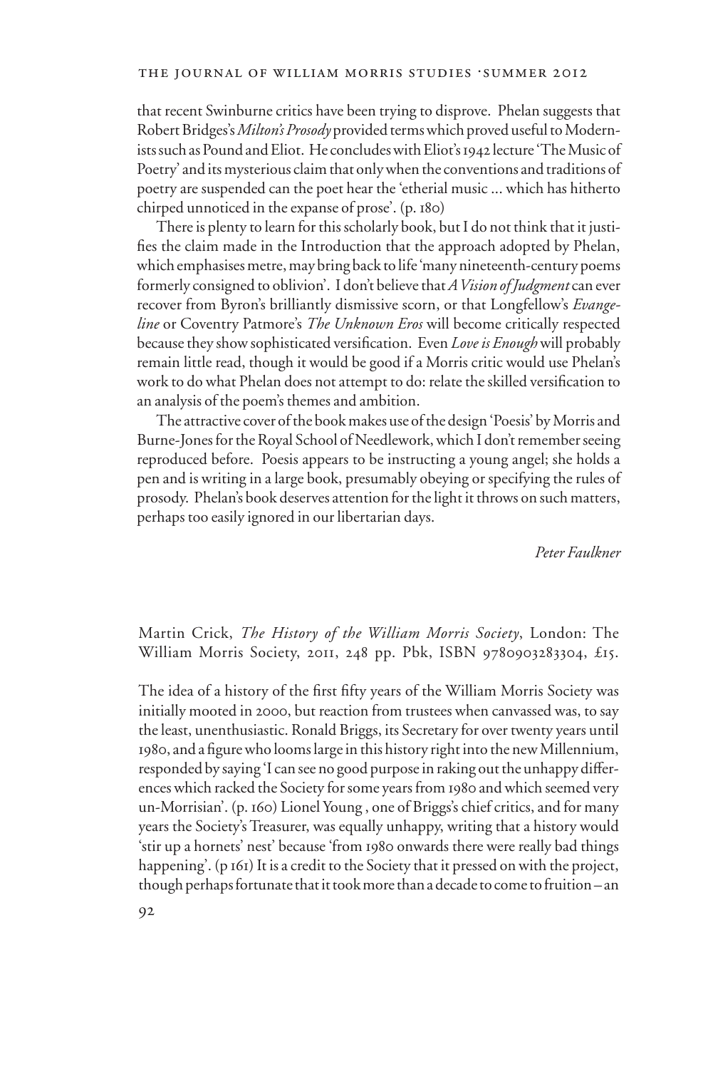that recent Swinburne critics have been trying to disprove. Phelan suggests that Robert Bridges's *Milton's Prosody* provided terms which proved useful to Modernists such as Pound and Eliot. He concludes with Eliot's 1942 lecture 'The Music of Poetry' and its mysterious claim that only when the conventions and traditions of poetry are suspended can the poet hear the 'etherial music ... which has hitherto chirped unnoticed in the expanse of prose'. (p. 180)

There is plenty to learn for this scholarly book, but I do not think that it justifies the claim made in the Introduction that the approach adopted by Phelan, which emphasises metre, may bring back to life 'many nineteenth-century poems formerly consigned to oblivion'. I don't believe that *A Vision of Judgment* can ever recover from Byron's brilliantly dismissive scorn, or that Longfellow's *Evangeline* or Coventry Patmore's *The Unknown Eros* will become critically respected because they show sophisticated versification. Even *Love is Enough* will probably remain little read, though it would be good if a Morris critic would use Phelan's work to do what Phelan does not attempt to do: relate the skilled versification to an analysis of the poem's themes and ambition.

The attractive cover of the book makes use of the design 'Poesis' by Morris and Burne-Jones for the Royal School of Needlework, which I don't remember seeing reproduced before. Poesis appears to be instructing a young angel; she holds a pen and is writing in a large book, presumably obeying or specifying the rules of prosody. Phelan's book deserves attention for the light it throws on such matters, perhaps too easily ignored in our libertarian days.

*Peter Faulkner*

Martin Crick, *The History of the William Morris Society*, London: The William Morris Society, 2011, 248 pp. Pbk, ISBN 9780903283304, £15.

The idea of a history of the first fifty years of the William Morris Society was initially mooted in 2000, but reaction from trustees when canvassed was, to say the least, unenthusiastic. Ronald Briggs, its Secretary for over twenty years until 1980, and a figure who looms large in this history right into the new Millennium, responded by saying 'I can see no good purpose in raking out the unhappy differences which racked the Society for some years from 1980 and which seemed very un-Morrisian'. (p. 160) Lionel Young , one of Briggs's chief critics, and for many years the Society's Treasurer, was equally unhappy, writing that a history would 'stir up a hornets' nest' because 'from 1980 onwards there were really bad things happening'. (p 161) It is a credit to the Society that it pressed on with the project, though perhaps fortunate that it took more than a decade to come to fruition – an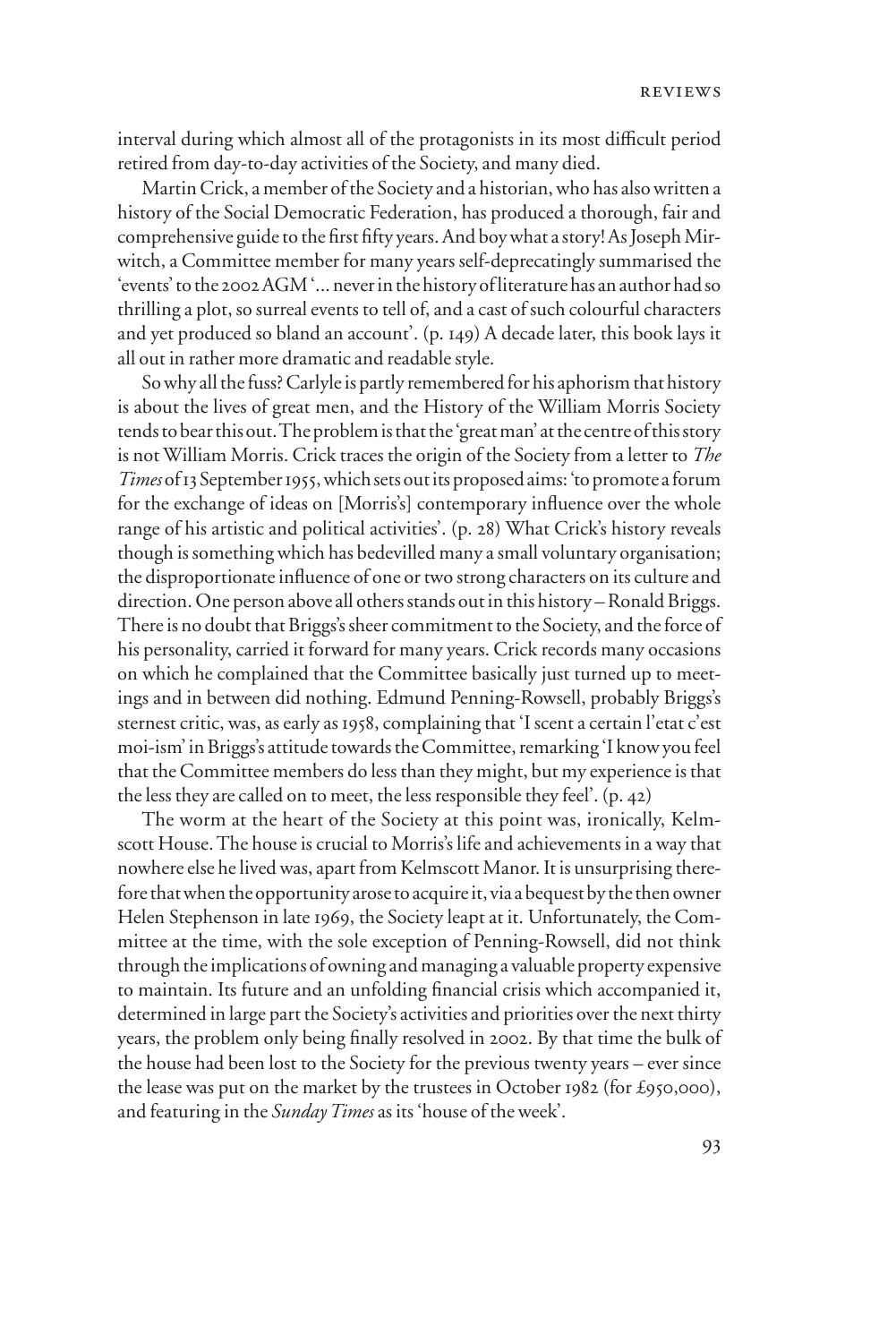interval during which almost all of the protagonists in its most difficult period retired from day-to-day activities of the Society, and many died.

Martin Crick, a member of the Society and a historian, who has also written a history of the Social Democratic Federation, has produced a thorough, fair and comprehensive guide to the first fifty years. And boy what a story! As Joseph Mirwitch, a Committee member for many years self-deprecatingly summarised the 'events' to the 2002 AGM '... never in the history of literature has an author had so thrilling a plot, so surreal events to tell of, and a cast of such colourful characters and yet produced so bland an account'. (p. 149) A decade later, this book lays it all out in rather more dramatic and readable style.

So why all the fuss? Carlyle is partly remembered for his aphorism that history is about the lives of great men, and the History of the William Morris Society tends to bear this out. The problem is that the 'great man' at the centre of this story is not William Morris. Crick traces the origin of the Society from a letter to *The Times* of 13 September 1955, which sets out its proposed aims: 'to promote a forum for the exchange of ideas on [Morris's] contemporary influence over the whole range of his artistic and political activities'. (p. 28) What Crick's history reveals though is something which has bedevilled many a small voluntary organisation; the disproportionate influence of one or two strong characters on its culture and direction. One person above all others stands out in this history – Ronald Briggs. There is no doubt that Briggs's sheer commitment to the Society, and the force of his personality, carried it forward for many years. Crick records many occasions on which he complained that the Committee basically just turned up to meetings and in between did nothing. Edmund Penning-Rowsell, probably Briggs's sternest critic, was, as early as 1958, complaining that 'I scent a certain l'etat c'est moi-ism' in Briggs's attitude towards the Committee, remarking 'I know you feel that the Committee members do less than they might, but my experience is that the less they are called on to meet, the less responsible they feel'. (p. 42)

The worm at the heart of the Society at this point was, ironically, Kelmscott House. The house is crucial to Morris's life and achievements in a way that nowhere else he lived was, apart from Kelmscott Manor. It is unsurprising therefore that when the opportunity arose to acquire it, via a bequest by the then owner Helen Stephenson in late 1969, the Society leapt at it. Unfortunately, the Committee at the time, with the sole exception of Penning-Rowsell, did not think through the implications of owning and managing a valuable property expensive to maintain. Its future and an unfolding financial crisis which accompanied it, determined in large part the Society's activities and priorities over the next thirty years, the problem only being finally resolved in 2002. By that time the bulk of the house had been lost to the Society for the previous twenty years – ever since the lease was put on the market by the trustees in October 1982 (for £950,000), and featuring in the *Sunday Times* as its 'house of the week'.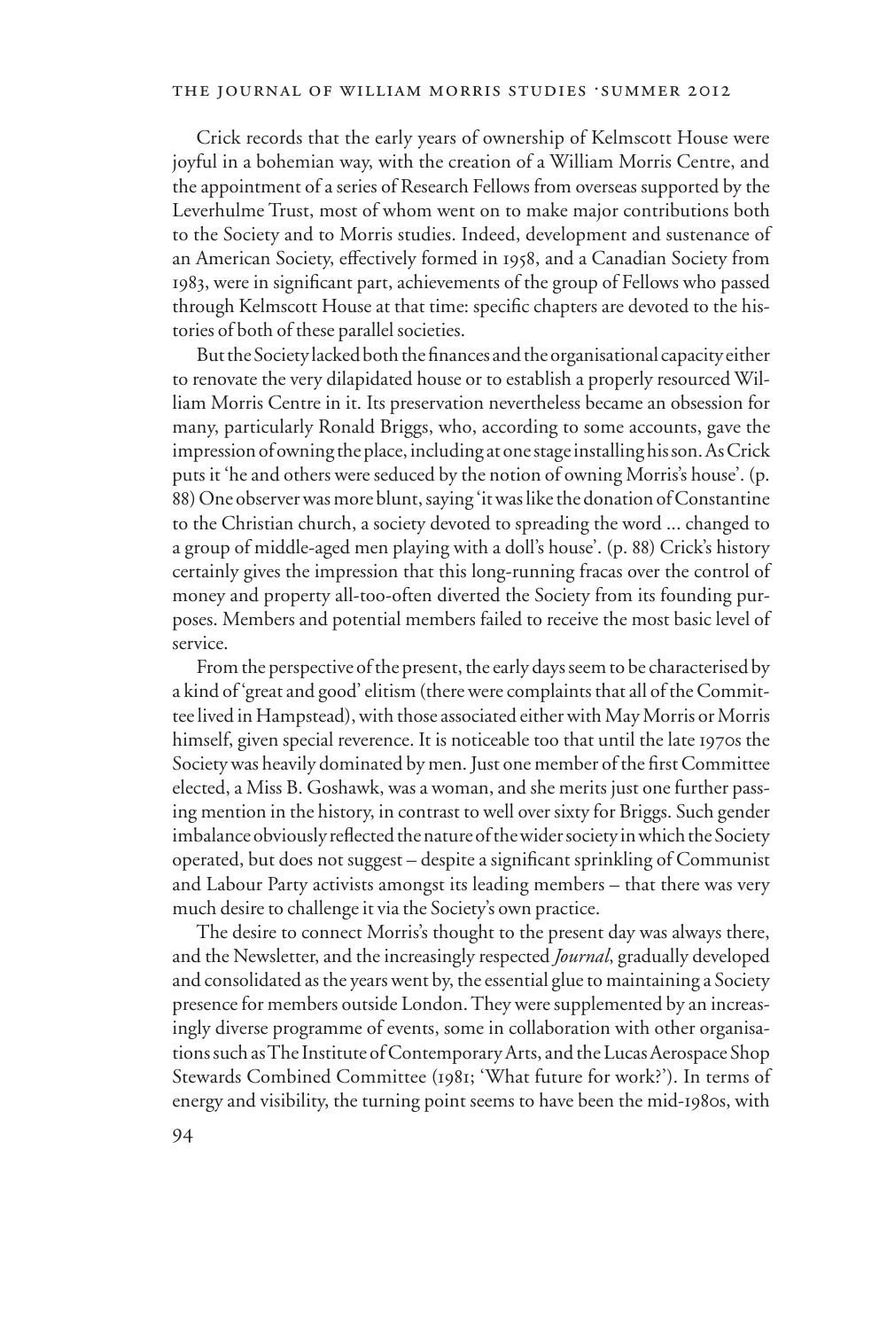Crick records that the early years of ownership of Kelmscott House were joyful in a bohemian way, with the creation of a William Morris Centre, and the appointment of a series of Research Fellows from overseas supported by the Leverhulme Trust, most of whom went on to make major contributions both to the Society and to Morris studies. Indeed, development and sustenance of an American Society, effectively formed in 1958, and a Canadian Society from 1983, were in significant part, achievements of the group of Fellows who passed through Kelmscott House at that time: specific chapters are devoted to the histories of both of these parallel societies.

But the Society lacked both the finances and the organisational capacity either to renovate the very dilapidated house or to establish a properly resourced William Morris Centre in it. Its preservation nevertheless became an obsession for many, particularly Ronald Briggs, who, according to some accounts, gave the impression of owning the place, including at one stage installing his son. As Crick puts it 'he and others were seduced by the notion of owning Morris's house'. (p. 88) One observer was more blunt, saying 'it was like the donation of Constantine to the Christian church, a society devoted to spreading the word ... changed to a group of middle-aged men playing with a doll's house'. (p. 88) Crick's history certainly gives the impression that this long-running fracas over the control of money and property all-too-often diverted the Society from its founding purposes. Members and potential members failed to receive the most basic level of service.

From the perspective of the present, the early days seem to be characterised by a kind of 'great and good' elitism (there were complaints that all of the Committee lived in Hampstead), with those associated either with May Morris or Morris himself, given special reverence. It is noticeable too that until the late 1970s the Society was heavily dominated by men. Just one member of the first Committee elected, a Miss B. Goshawk, was a woman, and she merits just one further passing mention in the history, in contrast to well over sixty for Briggs. Such gender imbalance obviously reflected the nature of the wider society in which the Society operated, but does not suggest – despite a significant sprinkling of Communist and Labour Party activists amongst its leading members – that there was very much desire to challenge it via the Society's own practice.

The desire to connect Morris's thought to the present day was always there, and the Newsletter, and the increasingly respected *Journal*, gradually developed and consolidated as the years went by, the essential glue to maintaining a Society presence for members outside London. They were supplemented by an increasingly diverse programme of events, some in collaboration with other organisations such as The Institute of Contemporary Arts, and the Lucas Aerospace Shop Stewards Combined Committee (1981; 'What future for work?'). In terms of energy and visibility, the turning point seems to have been the mid-1980s, with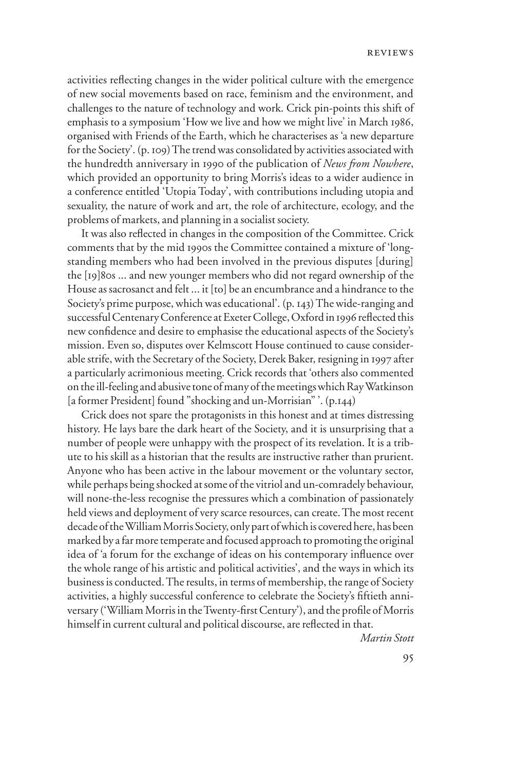activities reflecting changes in the wider political culture with the emergence of new social movements based on race, feminism and the environment, and challenges to the nature of technology and work. Crick pin-points this shift of emphasis to a symposium 'How we live and how we might live' in March 1986, organised with Friends of the Earth, which he characterises as 'a new departure for the Society'. (p. 109) The trend was consolidated by activities associated with the hundredth anniversary in 1990 of the publication of *News from Nowhere*, which provided an opportunity to bring Morris's ideas to a wider audience in a conference entitled 'Utopia Today', with contributions including utopia and sexuality, the nature of work and art, the role of architecture, ecology, and the problems of markets, and planning in a socialist society.

It was also reflected in changes in the composition of the Committee. Crick comments that by the mid 1990s the Committee contained a mixture of 'long-standing members who had been involved in the previous disputes [during] the [19]80s ... and new younger members who did not regard ownership of the House as sacrosanct and felt ... it [to] be an encumbrance and a hindrance to the Society's prime purpose, which was educational'. (p. 143) The wide-ranging and successful Centenary Conference at Exeter College, Oxford in 1996 reflected this new confidence and desire to emphasise the educational aspects of the Society's mission. Even so, disputes over Kelmscott House continued to cause considerable strife, with the Secretary of the Society, Derek Baker, resigning in 1997 after a particularly acrimonious meeting. Crick records that 'others also commented on the ill-feeling and abusive tone of many of the meetings which Ray Watkinson [a former President] found "shocking and un-Morrisian" '. (p.144)

Crick does not spare the protagonists in this honest and at times distressing history. He lays bare the dark heart of the Society, and it is unsurprising that a number of people were unhappy with the prospect of its revelation. It is a tribute to his skill as a historian that the results are instructive rather than prurient. Anyone who has been active in the labour movement or the voluntary sector, while perhaps being shocked at some of the vitriol and un-comradely behaviour, will none-the-less recognise the pressures which a combination of passionately held views and deployment of very scarce resources, can create. The most recent decade of the William Morris Society, only part of which is covered here, has been marked by a far more temperate and focused approach to promoting the original idea of 'a forum for the exchange of ideas on his contemporary influence over the whole range of his artistic and political activities', and the ways in which its business is conducted. The results, in terms of membership, the range of Society activities, a highly successful conference to celebrate the Society's fiftieth anniversary ('William Morris in the Twenty-first Century'), and the profile of Morris himself in current cultural and political discourse, are reflected in that.

*Martin Stott*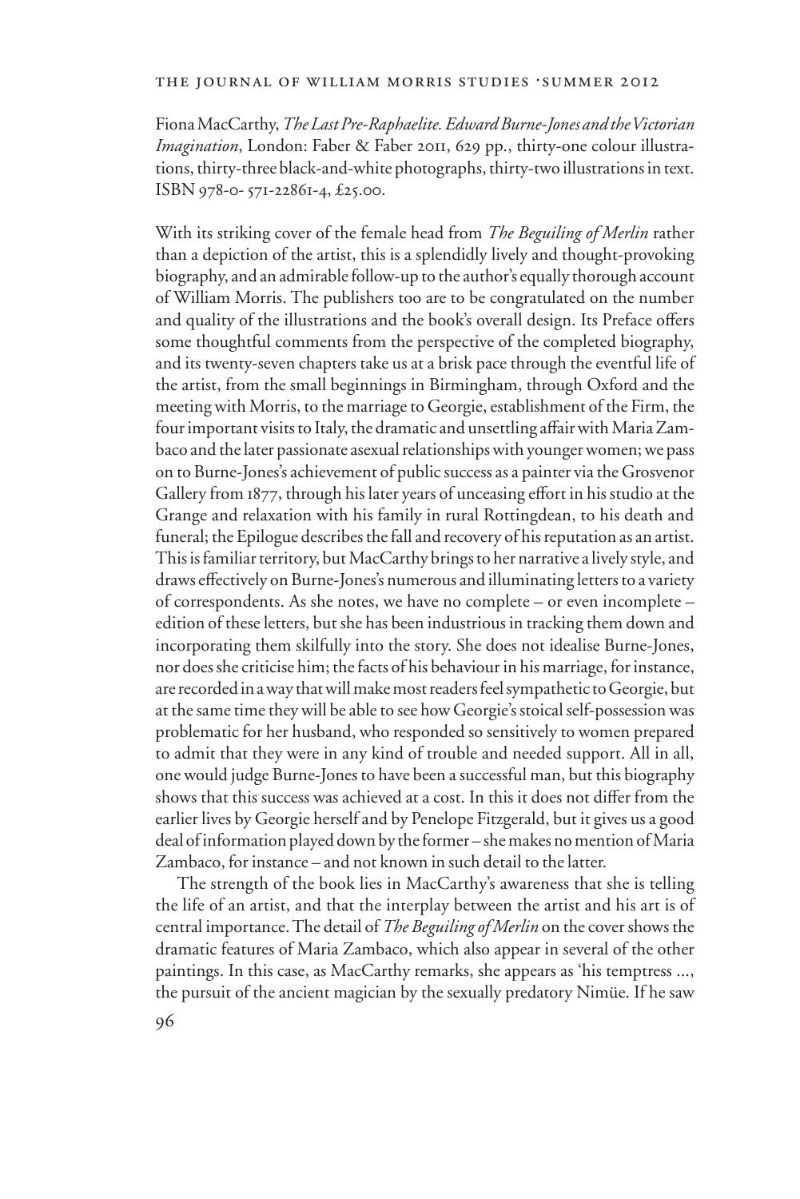Fiona MacCarthy, *The Last Pre-Raphaelite. Edward Burne-Jones and the Victorian Imagination*, London: Faber & Faber 2011, 629 pp., thirty-one colour illustrations, thirty-three black-and-white photographs, thirty-two illustrations in text. ISBN 978-0- 571-22861-4, £25.00.

With its striking cover of the female head from *The Beguiling of Merlin* rather than a depiction of the artist, this is a splendidly lively and thought-provoking biography, and an admirable follow-up to the author's equally thorough account of William Morris. The publishers too are to be congratulated on the number and quality of the illustrations and the book's overall design. Its Preface offers some thoughtful comments from the perspective of the completed biography, and its twenty-seven chapters take us at a brisk pace through the eventful life of the artist, from the small beginnings in Birmingham, through Oxford and the meeting with Morris, to the marriage to Georgie, establishment of the Firm, the four important visits to Italy, the dramatic and unsettling affair with Maria Zambaco and the later passionate asexual relationships with younger women; we pass on to Burne-Jones's achievement of public success as a painter via the Grosvenor Gallery from 1877, through his later years of unceasing effort in his studio at the Grange and relaxation with his family in rural Rottingdean, to his death and funeral; the Epilogue describes the fall and recovery of his reputation as an artist. This is familiar territory, but MacCarthy brings to her narrative a lively style, and draws effectively on Burne-Jones's numerous and illuminating letters to a variety of correspondents. As she notes, we have no complete – or even incomplete – edition of these letters, but she has been industrious in tracking them down and incorporating them skilfully into the story. She does not idealise Burne-Jones, nor does she criticise him; the facts of his behaviour in his marriage, for instance, are recorded in a way that will make most readers feel sympathetic to Georgie, but at the same time they will be able to see how Georgie's stoical self-possession was problematic for her husband, who responded so sensitively to women prepared to admit that they were in any kind of trouble and needed support. All in all, one would judge Burne-Jones to have been a successful man, but this biography shows that this success was achieved at a cost. In this it does not differ from the earlier lives by Georgie herself and by Penelope Fitzgerald, but it gives us a good deal of information played down by the former – she makes no mention of Maria Zambaco, for instance – and not known in such detail to the latter.

The strength of the book lies in MacCarthy's awareness that she is telling the life of an artist, and that the interplay between the artist and his art is of central importance. The detail of *The Beguiling of Merlin* on the cover shows the dramatic features of Maria Zambaco, which also appear in several of the other paintings. In this case, as MacCarthy remarks, she appears as 'his temptress ..., the pursuit of the ancient magician by the sexually predatory Nimüe. If he saw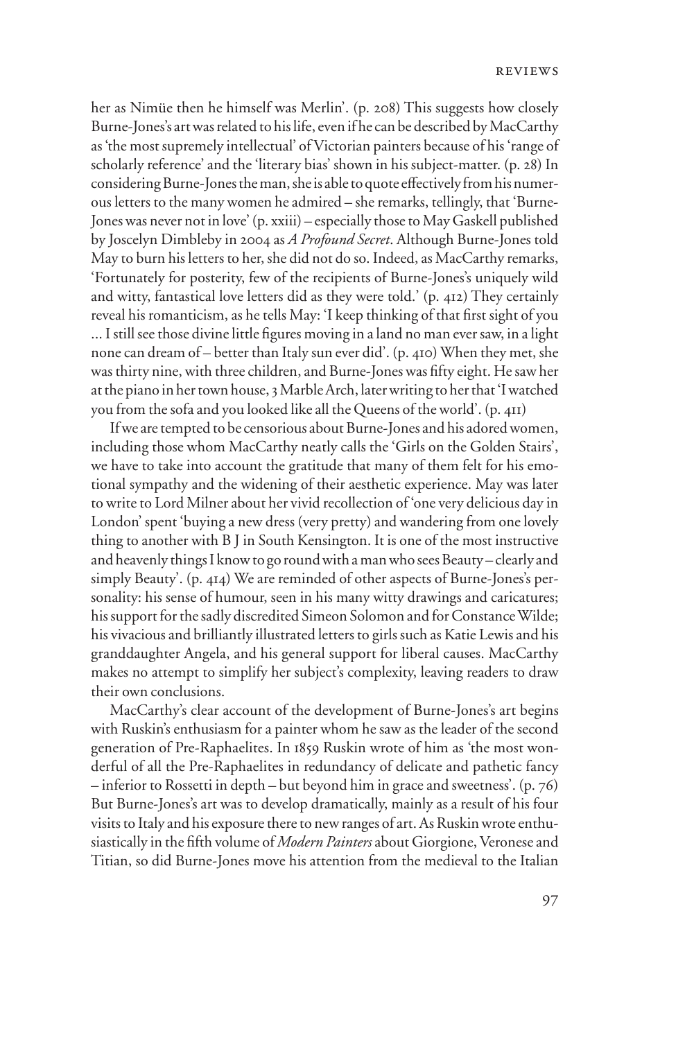her as Nimüe then he himself was Merlin'. (p. 208) This suggests how closely Burne-Jones's art was related to his life, even if he can be described by MacCarthy as 'the most supremely intellectual' of Victorian painters because of his 'range of scholarly reference' and the 'literary bias' shown in his subject-matter. (p. 28) In considering Burne-Jones the man, she is able to quote effectively from his numerous letters to the many women he admired – she remarks, tellingly, that 'Burne-Jones was never not in love' (p. xxiii) – especially those to May Gaskell published by Joscelyn Dimbleby in 2004 as *A Profound Secret*. Although Burne-Jones told May to burn his letters to her, she did not do so. Indeed, as MacCarthy remarks, 'Fortunately for posterity, few of the recipients of Burne-Jones's uniquely wild and witty, fantastical love letters did as they were told.' (p. 412) They certainly reveal his romanticism, as he tells May: 'I keep thinking of that first sight of you ... I still see those divine little figures moving in a land no man ever saw, in a light none can dream of – better than Italy sun ever did'. (p. 410) When they met, she was thirty nine, with three children, and Burne-Jones was fifty eight. He saw her at the piano in her town house, 3 Marble Arch, later writing to her that 'I watched you from the sofa and you looked like all the Queens of the world'. (p. 411)

If we are tempted to be censorious about Burne-Jones and his adored women, including those whom MacCarthy neatly calls the 'Girls on the Golden Stairs', we have to take into account the gratitude that many of them felt for his emotional sympathy and the widening of their aesthetic experience. May was later to write to Lord Milner about her vivid recollection of 'one very delicious day in London' spent 'buying a new dress (very pretty) and wandering from one lovely thing to another with B J in South Kensington. It is one of the most instructive and heavenly things I know to go round with a man who sees Beauty – clearly and simply Beauty'. (p. 414) We are reminded of other aspects of Burne-Jones's personality: his sense of humour, seen in his many witty drawings and caricatures; his support for the sadly discredited Simeon Solomon and for Constance Wilde; his vivacious and brilliantly illustrated letters to girls such as Katie Lewis and his granddaughter Angela, and his general support for liberal causes. MacCarthy makes no attempt to simplify her subject's complexity, leaving readers to draw their own conclusions.

MacCarthy's clear account of the development of Burne-Jones's art begins with Ruskin's enthusiasm for a painter whom he saw as the leader of the second generation of Pre-Raphaelites. In 1859 Ruskin wrote of him as 'the most wonderful of all the Pre-Raphaelites in redundancy of delicate and pathetic fancy – inferior to Rossetti in depth – but beyond him in grace and sweetness'. (p. 76) But Burne-Jones's art was to develop dramatically, mainly as a result of his four visits to Italy and his exposure there to new ranges of art. As Ruskin wrote enthusiastically in the fifth volume of *Modern Painters* about Giorgione, Veronese and Titian, so did Burne-Jones move his attention from the medieval to the Italian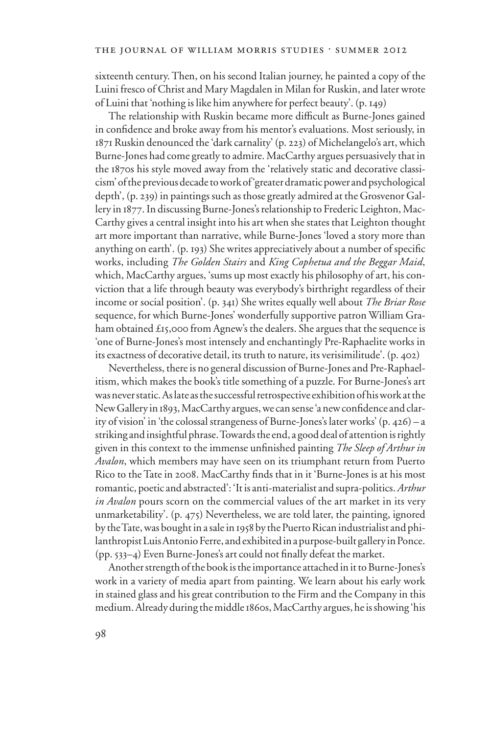sixteenth century. Then, on his second Italian journey, he painted a copy of the Luini fresco of Christ and Mary Magdalen in Milan for Ruskin, and later wrote of Luini that 'nothing is like him anywhere for perfect beauty'. (p. 149)

The relationship with Ruskin became more difficult as Burne-Jones gained in confidence and broke away from his mentor's evaluations. Most seriously, in 1871 Ruskin denounced the 'dark carnality' (p. 223) of Michelangelo's art, which Burne-Jones had come greatly to admire. MacCarthy argues persuasively that in the 1870s his style moved away from the 'relatively static and decorative classicism' of the previous decade to work of 'greater dramatic power and psychological depth', (p. 239) in paintings such as those greatly admired at the Grosvenor Gallery in 1877. In discussing Burne-Jones's relationship to Frederic Leighton, MacCarthy gives a central insight into his art when she states that Leighton thought art more important than narrative, while Burne-Jones 'loved a story more than anything on earth'. (p. 193) She writes appreciatively about a number of specific works, including *The Golden Stairs* and *King Cophetua and the Beggar Maid*, which, MacCarthy argues, 'sums up most exactly his philosophy of art, his conviction that a life through beauty was everybody's birthright regardless of their income or social position'. (p. 341) She writes equally well about *The Briar Rose* sequence, for which Burne-Jones' wonderfully supportive patron William Graham obtained £15,000 from Agnew's the dealers. She argues that the sequence is 'one of Burne-Jones's most intensely and enchantingly Pre-Raphaelite works in its exactness of decorative detail, its truth to nature, its verisimilitude'. (p. 402)

Nevertheless, there is no general discussion of Burne-Jones and Pre-Raphaelitism, which makes the book's title something of a puzzle. For Burne-Jones's art was never static. As late as the successful retrospective exhibition of his work at the New Gallery in 1893, MacCarthy argues, we can sense 'a new confidence and clarity of vision' in 'the colossal strangeness of Burne-Jones's later works' (p. 426) – a striking and insightful phrase. Towards the end, a good deal of attention is rightly given in this context to the immense unfinished painting *The Sleep of Arthur in Avalon*, which members may have seen on its triumphant return from Puerto Rico to the Tate in 2008. MacCarthy finds that in it 'Burne-Jones is at his most romantic, poetic and abstracted': 'It is anti-materialist and supra-politics. *Arthur in Avalon* pours scorn on the commercial values of the art market in its very unmarketability'. (p. 475) Nevertheless, we are told later, the painting, ignored by the Tate, was bought in a sale in 1958 by the Puerto Rican industrialist and philanthropist Luis Antonio Ferre, and exhibited in a purpose-built gallery in Ponce. (pp. 533–4) Even Burne-Jones's art could not finally defeat the market.

Another strength of the book is the importance attached in it to Burne-Jones's work in a variety of media apart from painting. We learn about his early work in stained glass and his great contribution to the Firm and the Company in this medium. Already during the middle 1860s, MacCarthy argues, he is showing 'his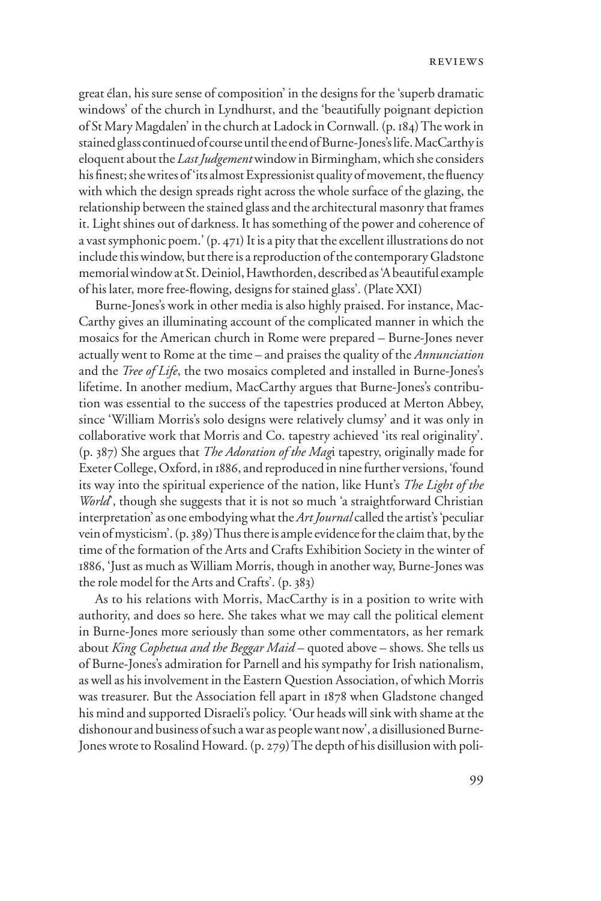great élan, his sure sense of composition' in the designs for the 'superb dramatic windows' of the church in Lyndhurst, and the 'beautifully poignant depiction of St Mary Magdalen' in the church at Ladock in Cornwall. (p. 184) The work in stained glass continued of course until the end of Burne-Jones's life. MacCarthy is eloquent about the *Last Judgement* window in Birmingham, which she considers his finest; she writes of 'its almost Expressionist quality of movement, the fluency with which the design spreads right across the whole surface of the glazing, the relationship between the stained glass and the architectural masonry that frames it. Light shines out of darkness. It has something of the power and coherence of a vast symphonic poem.' (p. 471) It is a pity that the excellent illustrations do not include this window, but there is a reproduction of the contemporary Gladstone memorial window at St. Deiniol, Hawthorden, described as 'A beautiful example of his later, more free-flowing, designs for stained glass'. (Plate XXI)

Burne-Jones's work in other media is also highly praised. For instance, MacCarthy gives an illuminating account of the complicated manner in which the mosaics for the American church in Rome were prepared – Burne-Jones never actually went to Rome at the time – and praises the quality of the *Annunciation* and the *Tree of Life*, the two mosaics completed and installed in Burne-Jones's lifetime. In another medium, MacCarthy argues that Burne-Jones's contribution was essential to the success of the tapestries produced at Merton Abbey, since 'William Morris's solo designs were relatively clumsy' and it was only in collaborative work that Morris and Co. tapestry achieved 'its real originality'. (p. 387) She argues that *The Adoration of the Mag*i tapestry, originally made for Exeter College, Oxford, in 1886, and reproduced in nine further versions, 'found its way into the spiritual experience of the nation, like Hunt's *The Light of the World*', though she suggests that it is not so much 'a straightforward Christian interpretation' as one embodying what the *Art Journal* called the artist's 'peculiar vein of mysticism'. (p. 389) Thus there is ample evidence for the claim that, by the time of the formation of the Arts and Crafts Exhibition Society in the winter of 1886, 'Just as much as William Morris, though in another way, Burne-Jones was the role model for the Arts and Crafts'. (p. 383)

As to his relations with Morris, MacCarthy is in a position to write with authority, and does so here. She takes what we may call the political element in Burne-Jones more seriously than some other commentators, as her remark about *King Cophetua and the Beggar Maid* – quoted above – shows. She tells us of Burne-Jones's admiration for Parnell and his sympathy for Irish nationalism, as well as his involvement in the Eastern Question Association, of which Morris was treasurer. But the Association fell apart in 1878 when Gladstone changed his mind and supported Disraeli's policy. 'Our heads will sink with shame at the dishonour and business of such a war as people want now', a disillusioned Burne-Jones wrote to Rosalind Howard. (p. 279) The depth of his disillusion with poli-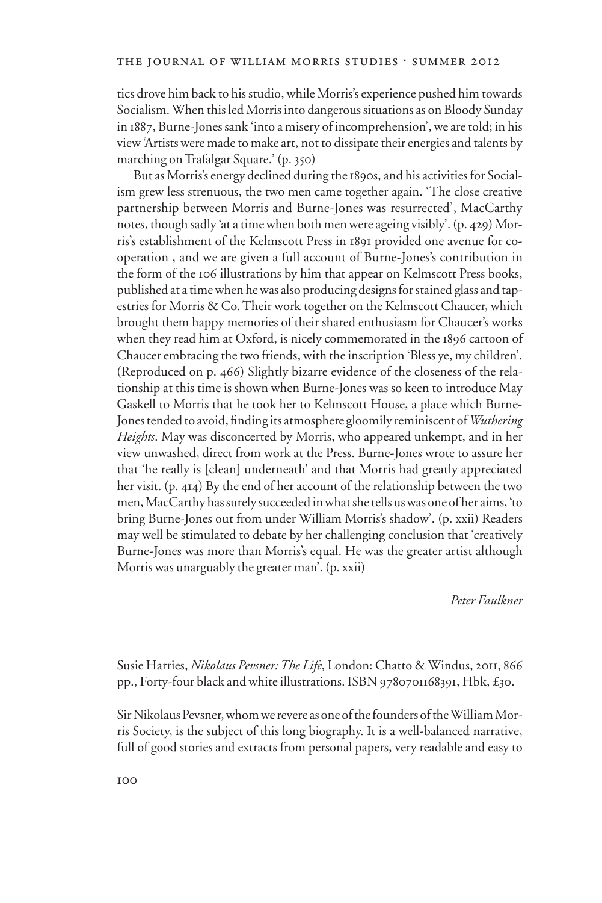tics drove him back to his studio, while Morris's experience pushed him towards Socialism. When this led Morris into dangerous situations as on Bloody Sunday in 1887, Burne-Jones sank 'into a misery of incomprehension', we are told; in his view 'Artists were made to make art, not to dissipate their energies and talents by marching on Trafalgar Square.' (p. 350)

But as Morris's energy declined during the 1890s, and his activities for Socialism grew less strenuous, the two men came together again. 'The close creative partnership between Morris and Burne-Jones was resurrected', MacCarthy notes, though sadly 'at a time when both men were ageing visibly'. (p. 429) Morris's establishment of the Kelmscott Press in 1891 provided one avenue for co-operation , and we are given a full account of Burne-Jones's contribution in the form of the 106 illustrations by him that appear on Kelmscott Press books, published at a time when he was also producing designs for stained glass and tapestries for Morris & Co. Their work together on the Kelmscott Chaucer, which brought them happy memories of their shared enthusiasm for Chaucer's works when they read him at Oxford, is nicely commemorated in the 1896 cartoon of Chaucer embracing the two friends, with the inscription 'Bless ye, my children'. (Reproduced on p. 466) Slightly bizarre evidence of the closeness of the relationship at this time is shown when Burne-Jones was so keen to introduce May Gaskell to Morris that he took her to Kelmscott House, a place which Burne-Jones tended to avoid, finding its atmosphere gloomily reminiscent of *Wuthering Heights*. May was disconcerted by Morris, who appeared unkempt, and in her view unwashed, direct from work at the Press. Burne-Jones wrote to assure her that 'he really is [clean] underneath' and that Morris had greatly appreciated her visit. (p. 414) By the end of her account of the relationship between the two men, MacCarthy has surely succeeded in what she tells us was one of her aims, 'to bring Burne-Jones out from under William Morris's shadow'. (p. xxii) Readers may well be stimulated to debate by her challenging conclusion that 'creatively Burne-Jones was more than Morris's equal. He was the greater artist although Morris was unarguably the greater man'. (p. xxii)

*Peter Faulkner*

Susie Harries, *Nikolaus Pevsner: The Life*, London: Chatto & Windus, 2011, 866 pp., Forty-four black and white illustrations. ISBN 9780701168391, Hbk, £30.

Sir Nikolaus Pevsner, whom we revere as one of the founders of the William Morris Society, is the subject of this long biography. It is a well-balanced narrative, full of good stories and extracts from personal papers, very readable and easy to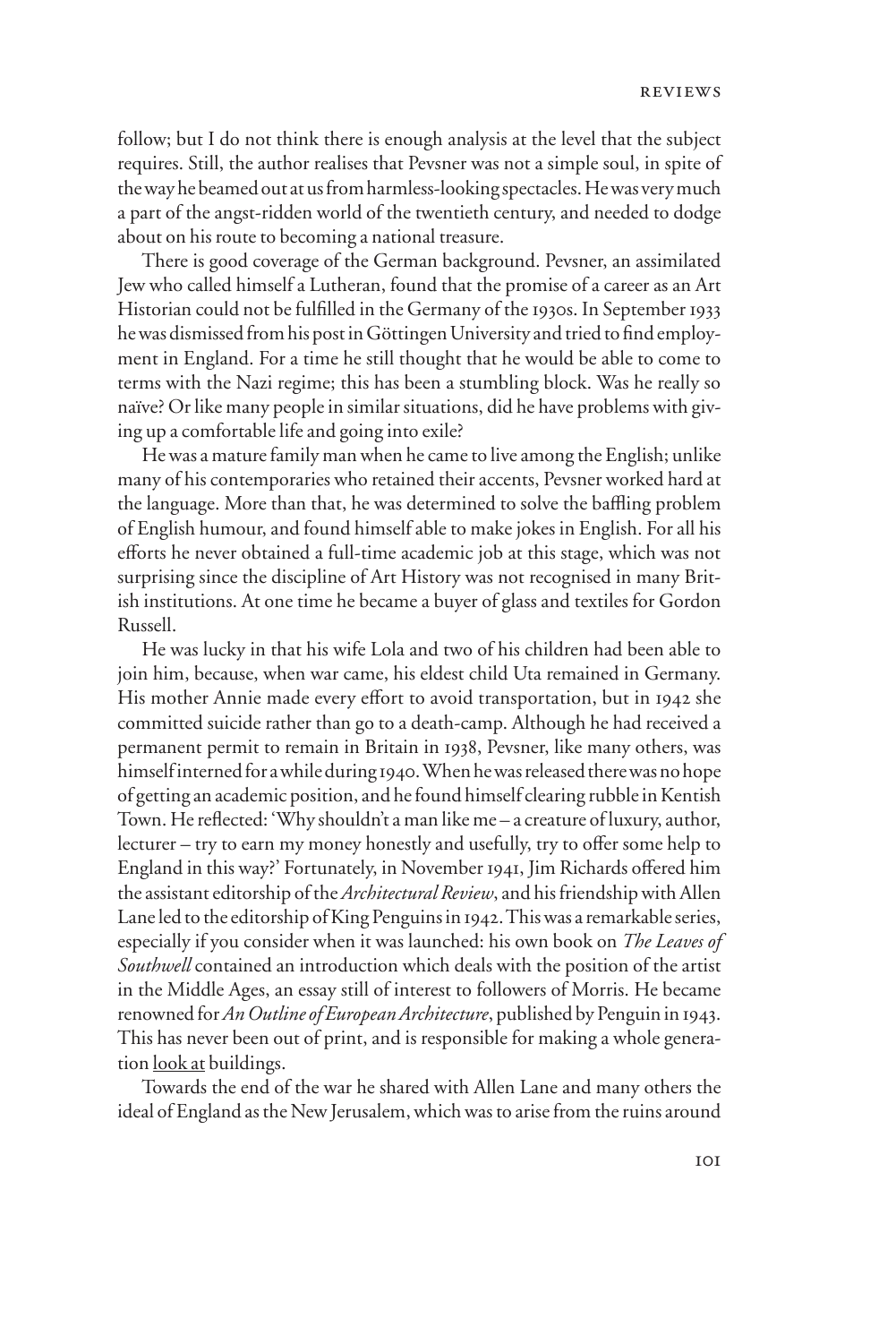follow; but I do not think there is enough analysis at the level that the subject requires. Still, the author realises that Pevsner was not a simple soul, in spite of the way he beamed out at us from harmless-looking spectacles. He was very much a part of the angst-ridden world of the twentieth century, and needed to dodge about on his route to becoming a national treasure.

There is good coverage of the German background. Pevsner, an assimilated Jew who called himself a Lutheran, found that the promise of a career as an Art Historian could not be fulfilled in the Germany of the 1930s. In September 1933 he was dismissed from his post in Göttingen University and tried to find employment in England. For a time he still thought that he would be able to come to terms with the Nazi regime; this has been a stumbling block. Was he really so naïve? Or like many people in similar situations, did he have problems with giving up a comfortable life and going into exile?

He was a mature family man when he came to live among the English; unlike many of his contemporaries who retained their accents, Pevsner worked hard at the language. More than that, he was determined to solve the baffling problem of English humour, and found himself able to make jokes in English. For all his efforts he never obtained a full-time academic job at this stage, which was not surprising since the discipline of Art History was not recognised in many British institutions. At one time he became a buyer of glass and textiles for Gordon Russell.

He was lucky in that his wife Lola and two of his children had been able to join him, because, when war came, his eldest child Uta remained in Germany. His mother Annie made every effort to avoid transportation, but in 1942 she committed suicide rather than go to a death-camp. Although he had received a permanent permit to remain in Britain in 1938, Pevsner, like many others, was himself interned for a while during 1940. When he was released there was no hope of getting an academic position, and he found himself clearing rubble in Kentish Town. He reflected: 'Why shouldn't a man like me – a creature of luxury, author, lecturer – try to earn my money honestly and usefully, try to offer some help to England in this way?' Fortunately, in November 1941, Jim Richards offered him the assistant editorship of the *Architectural Review*, and his friendship with Allen Lane led to the editorship of King Penguins in 1942. This was a remarkable series, especially if you consider when it was launched: his own book on *The Leaves of Southwell* contained an introduction which deals with the position of the artist in the Middle Ages, an essay still of interest to followers of Morris. He became renowned for *An Outline of European Architecture*, published by Penguin in 1943. This has never been out of print, and is responsible for making a whole generation look at buildings.

Towards the end of the war he shared with Allen Lane and many others the ideal of England as the New Jerusalem, which was to arise from the ruins around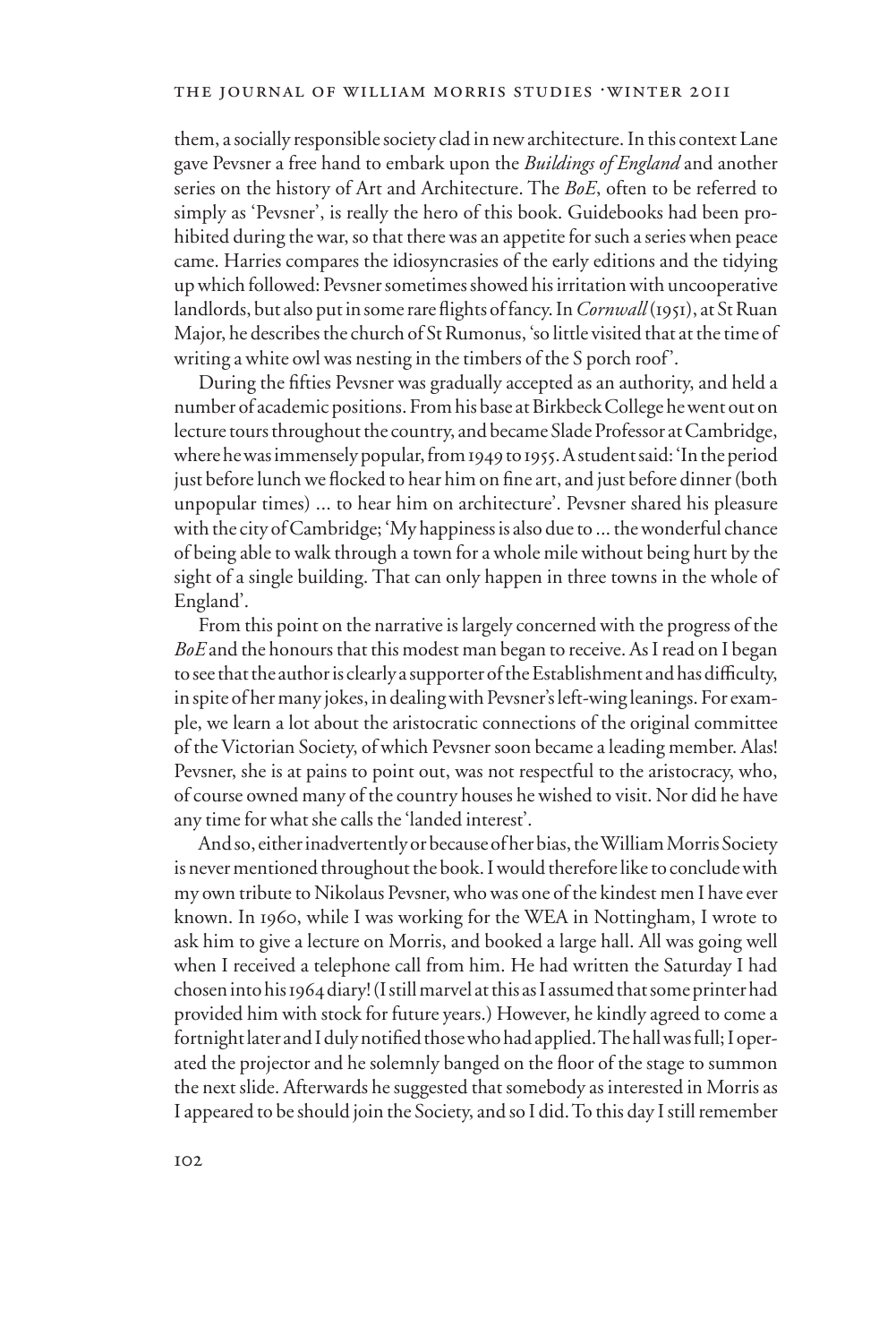them, a socially responsible society clad in new architecture. In this context Lane gave Pevsner a free hand to embark upon the *Buildings of England* and another series on the history of Art and Architecture. The *BoE*, often to be referred to simply as 'Pevsner', is really the hero of this book. Guidebooks had been prohibited during the war, so that there was an appetite for such a series when peace came. Harries compares the idiosyncrasies of the early editions and the tidying up which followed: Pevsner sometimes showed his irritation with uncooperative landlords, but also put in some rare flights of fancy. In *Cornwall* (1951), at St Ruan Major, he describes the church of St Rumonus, 'so little visited that at the time of writing a white owl was nesting in the timbers of the S porch roof'.

During the fifties Pevsner was gradually accepted as an authority, and held a number of academic positions. From his base at Birkbeck College he went out on lecture tours throughout the country, and became Slade Professor at Cambridge, where he was immensely popular, from 1949 to 1955. A student said: 'In the period just before lunch we flocked to hear him on fine art, and just before dinner (both unpopular times) ... to hear him on architecture'. Pevsner shared his pleasure with the city of Cambridge; 'My happiness is also due to ... the wonderful chance of being able to walk through a town for a whole mile without being hurt by the sight of a single building. That can only happen in three towns in the whole of England'.

From this point on the narrative is largely concerned with the progress of the *BoE* and the honours that this modest man began to receive. As I read on I began to see that the author is clearly a supporter of the Establishment and has difficulty, in spite of her many jokes, in dealing with Pevsner's left-wing leanings. For example, we learn a lot about the aristocratic connections of the original committee of the Victorian Society, of which Pevsner soon became a leading member. Alas! Pevsner, she is at pains to point out, was not respectful to the aristocracy, who, of course owned many of the country houses he wished to visit. Nor did he have any time for what she calls the 'landed interest'.

And so, either inadvertently or because of her bias, the William Morris Society is never mentioned throughout the book. I would therefore like to conclude with my own tribute to Nikolaus Pevsner, who was one of the kindest men I have ever known. In 1960, while I was working for the WEA in Nottingham, I wrote to ask him to give a lecture on Morris, and booked a large hall. All was going well when I received a telephone call from him. He had written the Saturday I had chosen into his 1964 diary! (I still marvel at this as I assumed that some printer had provided him with stock for future years.) However, he kindly agreed to come a fortnight later and I duly notified those who had applied. The hall was full; I operated the projector and he solemnly banged on the floor of the stage to summon the next slide. Afterwards he suggested that somebody as interested in Morris as I appeared to be should join the Society, and so I did. To this day I still remember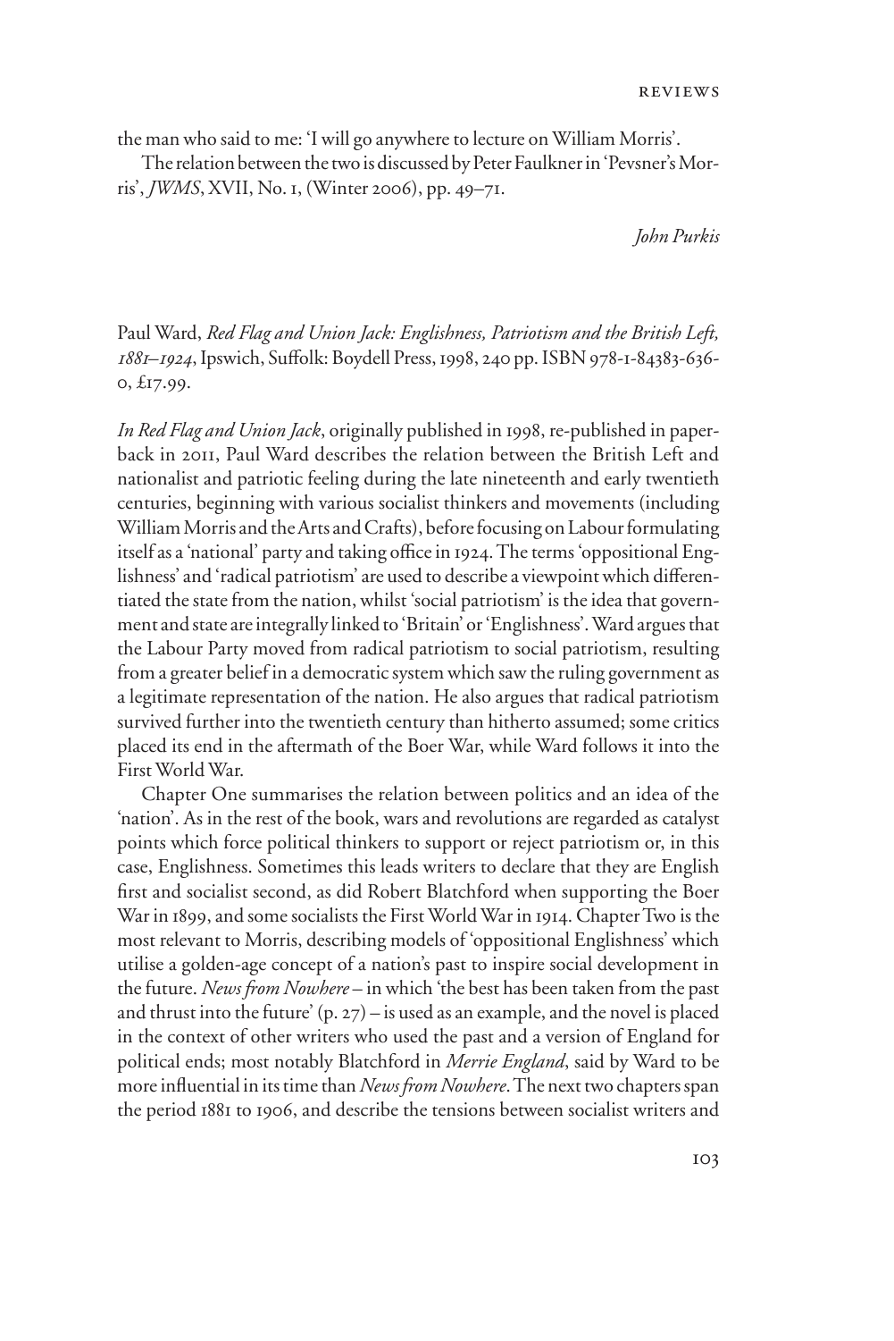the man who said to me: 'I will go anywhere to lecture on William Morris'.

The relation between the two is discussed by Peter Faulkner in 'Pevsner's Morris', *JWMS*, XVII, No. 1, (Winter 2006), pp. 49–71.

*John Purkis*

Paul Ward, *Red Flag and Union Jack: Englishness, Patriotism and the British Left, 1881–1924*, Ipswich, Suffolk: Boydell Press, 1998, 240 pp. ISBN 978-1-84383-636-0, £17.99.

*In Red Flag and Union Jack*, originally published in 1998, re-published in paperback in 2011, Paul Ward describes the relation between the British Left and nationalist and patriotic feeling during the late nineteenth and early twentieth centuries, beginning with various socialist thinkers and movements (including William Morris and the Arts and Crafts), before focusing on Labour formulating itself as a 'national' party and taking office in 1924. The terms 'oppositional Englishness' and 'radical patriotism' are used to describe a viewpoint which differentiated the state from the nation, whilst 'social patriotism' is the idea that government and state are integrally linked to 'Britain' or 'Englishness'. Ward argues that the Labour Party moved from radical patriotism to social patriotism, resulting from a greater belief in a democratic system which saw the ruling government as a legitimate representation of the nation. He also argues that radical patriotism survived further into the twentieth century than hitherto assumed; some critics placed its end in the aftermath of the Boer War, while Ward follows it into the First World War.

Chapter One summarises the relation between politics and an idea of the 'nation'. As in the rest of the book, wars and revolutions are regarded as catalyst points which force political thinkers to support or reject patriotism or, in this case, Englishness. Sometimes this leads writers to declare that they are English first and socialist second, as did Robert Blatchford when supporting the Boer War in 1899, and some socialists the First World War in 1914. Chapter Two is the most relevant to Morris, describing models of 'oppositional Englishness' which utilise a golden-age concept of a nation's past to inspire social development in the future. *News from Nowhere* – in which 'the best has been taken from the past and thrust into the future' (p. 27) – is used as an example, and the novel is placed in the context of other writers who used the past and a version of England for political ends; most notably Blatchford in *Merrie England*, said by Ward to be more influential in its time than *News from Nowhere*. The next two chapters span the period 1881 to 1906, and describe the tensions between socialist writers and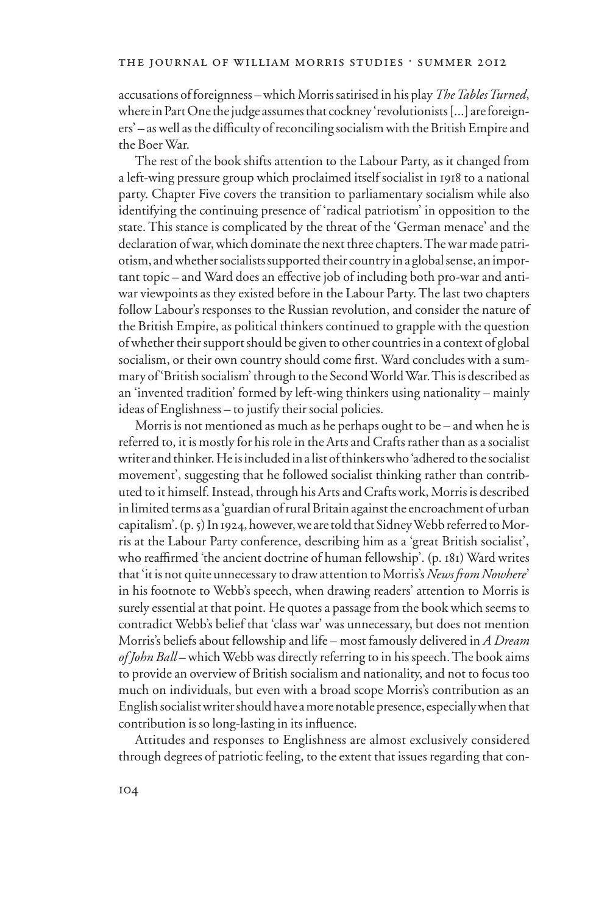accusations of foreignness – which Morris satirised in his play *The Tables Turned*, where in Part One the judge assumes that cockney 'revolutionists [...] are foreigners' – as well as the difficulty of reconciling socialism with the British Empire and the Boer War.

The rest of the book shifts attention to the Labour Party, as it changed from a left-wing pressure group which proclaimed itself socialist in 1918 to a national party. Chapter Five covers the transition to parliamentary socialism while also identifying the continuing presence of 'radical patriotism' in opposition to the state. This stance is complicated by the threat of the 'German menace' and the declaration of war, which dominate the next three chapters. The war made patriotism, and whether socialists supported their country in a global sense, an important topic – and Ward does an effective job of including both pro-war and anti-war viewpoints as they existed before in the Labour Party. The last two chapters follow Labour's responses to the Russian revolution, and consider the nature of the British Empire, as political thinkers continued to grapple with the question of whether their support should be given to other countries in a context of global socialism, or their own country should come first. Ward concludes with a summary of 'British socialism' through to the Second World War. This is described as an 'invented tradition' formed by left-wing thinkers using nationality – mainly ideas of Englishness – to justify their social policies.

Morris is not mentioned as much as he perhaps ought to be – and when he is referred to, it is mostly for his role in the Arts and Crafts rather than as a socialist writer and thinker. He is included in a list of thinkers who 'adhered to the socialist movement', suggesting that he followed socialist thinking rather than contributed to it himself. Instead, through his Arts and Crafts work, Morris is described in limited terms as a 'guardian of rural Britain against the encroachment of urban capitalism'. (p. 5) In 1924, however, we are told that Sidney Webb referred to Morris at the Labour Party conference, describing him as a 'great British socialist', who reaffirmed 'the ancient doctrine of human fellowship'. (p. 181) Ward writes that 'it is not quite unnecessary to draw attention to Morris's *News from Nowhere*' in his footnote to Webb's speech, when drawing readers' attention to Morris is surely essential at that point. He quotes a passage from the book which seems to contradict Webb's belief that 'class war' was unnecessary, but does not mention Morris's beliefs about fellowship and life – most famously delivered in *A Dream of John Ball* – which Webb was directly referring to in his speech. The book aims to provide an overview of British socialism and nationality, and not to focus too much on individuals, but even with a broad scope Morris's contribution as an English socialist writer should have a more notable presence, especially when that contribution is so long-lasting in its influence.

Attitudes and responses to Englishness are almost exclusively considered through degrees of patriotic feeling, to the extent that issues regarding that con-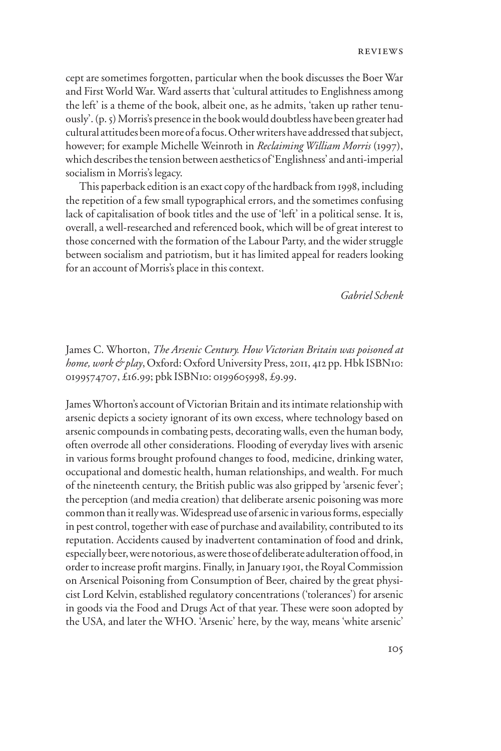cept are sometimes forgotten, particular when the book discusses the Boer War and First World War. Ward asserts that 'cultural attitudes to Englishness among the left' is a theme of the book, albeit one, as he admits, 'taken up rather tenuously'. (p. 5) Morris's presence in the book would doubtless have been greater had cultural attitudes been more of a focus. Other writers have addressed that subject, however; for example Michelle Weinroth in *Reclaiming William Morris* (1997), which describes the tension between aesthetics of 'Englishness' and anti-imperial socialism in Morris's legacy.

This paperback edition is an exact copy of the hardback from 1998, including the repetition of a few small typographical errors, and the sometimes confusing lack of capitalisation of book titles and the use of 'left' in a political sense. It is, overall, a well-researched and referenced book, which will be of great interest to those concerned with the formation of the Labour Party, and the wider struggle between socialism and patriotism, but it has limited appeal for readers looking for an account of Morris's place in this context.

*Gabriel Schenk*

James C. Whorton, *The Arsenic Century. How Victorian Britain was poisoned at home, work & play*, Oxford: Oxford University Press, 2011, 412 pp. Hbk ISBN10: 0199574707, £16.99; pbk ISBN10: 0199605998, £9.99.

James Whorton's account of Victorian Britain and its intimate relationship with arsenic depicts a society ignorant of its own excess, where technology based on arsenic compounds in combating pests, decorating walls, even the human body, often overrode all other considerations. Flooding of everyday lives with arsenic in various forms brought profound changes to food, medicine, drinking water, occupational and domestic health, human relationships, and wealth. For much of the nineteenth century, the British public was also gripped by 'arsenic fever'; the perception (and media creation) that deliberate arsenic poisoning was more common than it really was. Widespread use of arsenic in various forms, especially in pest control, together with ease of purchase and availability, contributed to its reputation. Accidents caused by inadvertent contamination of food and drink, especially beer, were notorious, as were those of deliberate adulteration of food, in order to increase profit margins. Finally, in January 1901, the Royal Commission on Arsenical Poisoning from Consumption of Beer, chaired by the great physicist Lord Kelvin, established regulatory concentrations ('tolerances') for arsenic in goods via the Food and Drugs Act of that year. These were soon adopted by the USA, and later the WHO. 'Arsenic' here, by the way, means 'white arsenic'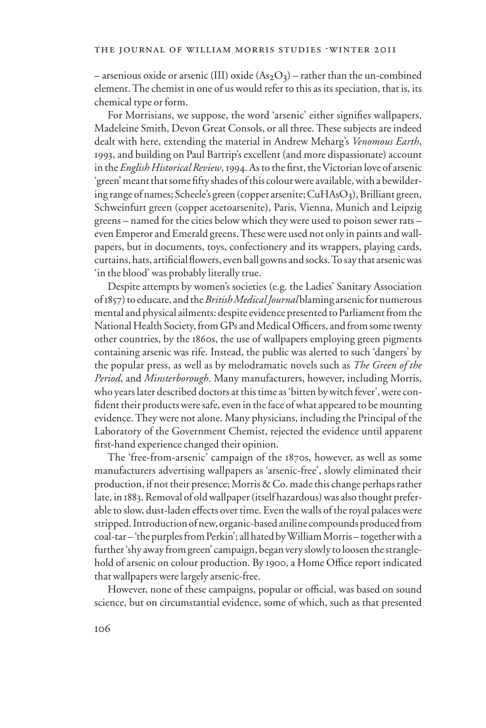– arsenious oxide or arsenic (III) oxide ($As_2O_3$) – rather than the un-combined element. The chemist in one of us would refer to this as its speciation, that is, its chemical type or form.

For Morrisians, we suppose, the word 'arsenic' either signifies wallpapers, Madeleine Smith, Devon Great Consols, or all three. These subjects are indeed dealt with here, extending the material in Andrew Meharg's *Venomous Earth*, 1993, and building on Paul Bartrip's excellent (and more dispassionate) account in the *English Historical Review*, 1994. As to the first, the Victorian love of arsenic 'green' meant that some fifty shades of this colour were available, with a bewildering range of names; Scheele's green (copper arsenite; $CuHAsO_3$), Brilliant green, Schweinfurt green (copper acetoarsenite), Paris, Vienna, Munich and Leipzig greens – named for the cities below which they were used to poison sewer rats – even Emperor and Emerald greens. These were used not only in paints and wallpapers, but in documents, toys, confectionery and its wrappers, playing cards, curtains, hats, artificial flowers, even ball gowns and socks. To say that arsenic was 'in the blood' was probably literally true.

Despite attempts by women's societies (e.g. the Ladies' Sanitary Association of 1857) to educate, and the *British Medical Journal* blaming arsenic for numerous mental and physical ailments: despite evidence presented to Parliament from the National Health Society, from GPs and Medical Officers, and from some twenty other countries, by the 1860s, the use of wallpapers employing green pigments containing arsenic was rife. Instead, the public was alerted to such 'dangers' by the popular press, as well as by melodramatic novels such as *The Green of the Period*, and *Minsterborough*. Many manufacturers, however, including Morris, who years later described doctors at this time as 'bitten by witch fever', were confident their products were safe, even in the face of what appeared to be mounting evidence. They were not alone. Many physicians, including the Principal of the Laboratory of the Government Chemist, rejected the evidence until apparent first-hand experience changed their opinion.

The 'free-from-arsenic' campaign of the 1870s, however, as well as some manufacturers advertising wallpapers as 'arsenic-free', slowly eliminated their production, if not their presence; Morris & Co. made this change perhaps rather late, in 1883. Removal of old wallpaper (itself hazardous) was also thought preferable to slow, dust-laden effects over time. Even the walls of the royal palaces were stripped. Introduction of new, organic-based aniline compounds produced from coal-tar – 'the purples from Perkin'; all hated by William Morris – together with a further 'shy away from green' campaign, began very slowly to loosen the stranglehold of arsenic on colour production. By 1900, a Home Office report indicated that wallpapers were largely arsenic-free.

However, none of these campaigns, popular or official, was based on sound science, but on circumstantial evidence, some of which, such as that presented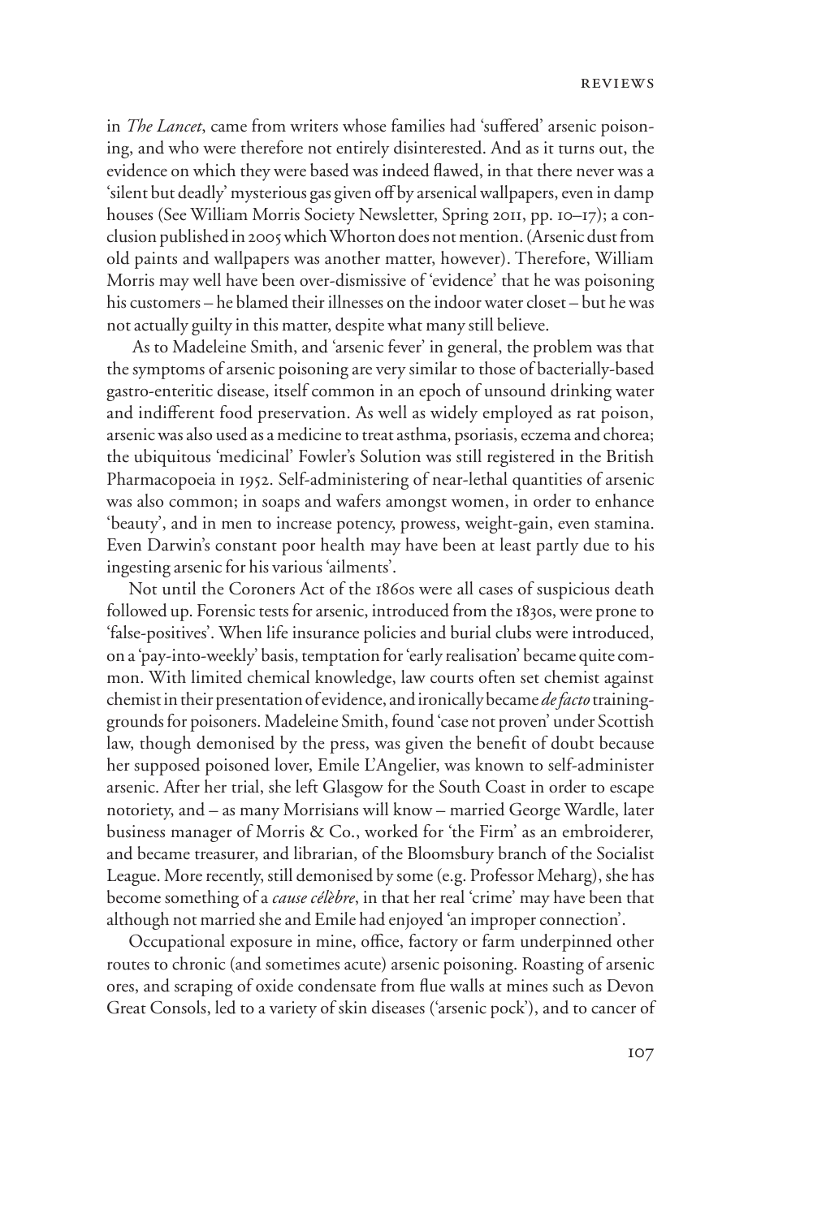in *The Lancet*, came from writers whose families had 'suffered' arsenic poisoning, and who were therefore not entirely disinterested. And as it turns out, the evidence on which they were based was indeed flawed, in that there never was a 'silent but deadly' mysterious gas given off by arsenical wallpapers, even in damp houses (See William Morris Society Newsletter, Spring 2011, pp. 10–17); a conclusion published in 2005 which Whorton does not mention. (Arsenic dust from old paints and wallpapers was another matter, however). Therefore, William Morris may well have been over-dismissive of 'evidence' that he was poisoning his customers – he blamed their illnesses on the indoor water closet – but he was not actually guilty in this matter, despite what many still believe.

As to Madeleine Smith, and 'arsenic fever' in general, the problem was that the symptoms of arsenic poisoning are very similar to those of bacterially-based gastro-enteritic disease, itself common in an epoch of unsound drinking water and indifferent food preservation. As well as widely employed as rat poison, arsenic was also used as a medicine to treat asthma, psoriasis, eczema and chorea; the ubiquitous 'medicinal' Fowler's Solution was still registered in the British Pharmacopoeia in 1952. Self-administering of near-lethal quantities of arsenic was also common; in soaps and wafers amongst women, in order to enhance 'beauty', and in men to increase potency, prowess, weight-gain, even stamina. Even Darwin's constant poor health may have been at least partly due to his ingesting arsenic for his various 'ailments'.

Not until the Coroners Act of the 1860s were all cases of suspicious death followed up. Forensic tests for arsenic, introduced from the 1830s, were prone to 'false-positives'. When life insurance policies and burial clubs were introduced, on a 'pay-into-weekly' basis, temptation for 'early realisation' became quite common. With limited chemical knowledge, law courts often set chemist against chemist in their presentation of evidence, and ironically became *de facto* training-grounds for poisoners. Madeleine Smith, found 'case not proven' under Scottish law, though demonised by the press, was given the benefit of doubt because her supposed poisoned lover, Emile L'Angelier, was known to self-administer arsenic. After her trial, she left Glasgow for the South Coast in order to escape notoriety, and – as many Morrisians will know – married George Wardle, later business manager of Morris & Co., worked for 'the Firm' as an embroiderer, and became treasurer, and librarian, of the Bloomsbury branch of the Socialist League. More recently, still demonised by some (e.g. Professor Meharg), she has become something of a *cause célèbre*, in that her real 'crime' may have been that although not married she and Emile had enjoyed 'an improper connection'.

Occupational exposure in mine, office, factory or farm underpinned other routes to chronic (and sometimes acute) arsenic poisoning. Roasting of arsenic ores, and scraping of oxide condensate from flue walls at mines such as Devon Great Consols, led to a variety of skin diseases ('arsenic pock'), and to cancer of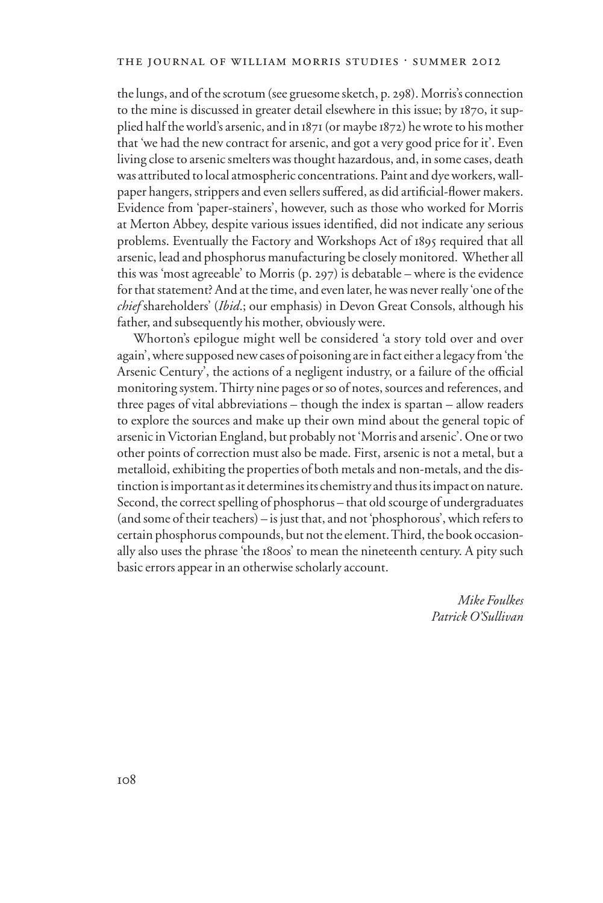the lungs, and of the scrotum (see gruesome sketch, p. 298). Morris's connection to the mine is discussed in greater detail elsewhere in this issue; by 1870, it supplied half the world's arsenic, and in 1871 (or maybe 1872) he wrote to his mother that 'we had the new contract for arsenic, and got a very good price for it'. Even living close to arsenic smelters was thought hazardous, and, in some cases, death was attributed to local atmospheric concentrations. Paint and dye workers, wallpaper hangers, strippers and even sellers suffered, as did artificial-flower makers. Evidence from 'paper-stainers', however, such as those who worked for Morris at Merton Abbey, despite various issues identified, did not indicate any serious problems. Eventually the Factory and Workshops Act of 1895 required that all arsenic, lead and phosphorus manufacturing be closely monitored. Whether all this was 'most agreeable' to Morris (p. 297) is debatable – where is the evidence for that statement? And at the time, and even later, he was never really 'one of the *chief* shareholders' (*Ibid*.; our emphasis) in Devon Great Consols, although his father, and subsequently his mother, obviously were.

Whorton's epilogue might well be considered 'a story told over and over again', where supposed new cases of poisoning are in fact either a legacy from 'the Arsenic Century', the actions of a negligent industry, or a failure of the official monitoring system. Thirty nine pages or so of notes, sources and references, and three pages of vital abbreviations – though the index is spartan – allow readers to explore the sources and make up their own mind about the general topic of arsenic in Victorian England, but probably not 'Morris and arsenic'. One or two other points of correction must also be made. First, arsenic is not a metal, but a metalloid, exhibiting the properties of both metals and non-metals, and the distinction is important as it determines its chemistry and thus its impact on nature. Second, the correct spelling of phosphorus – that old scourge of undergraduates (and some of their teachers) – is just that, and not 'phosphorous', which refers to certain phosphorus compounds, but not the element. Third, the book occasionally also uses the phrase 'the 1800s' to mean the nineteenth century. A pity such basic errors appear in an otherwise scholarly account.

*Mike Foulkes*
*Patrick O'Sullivan*